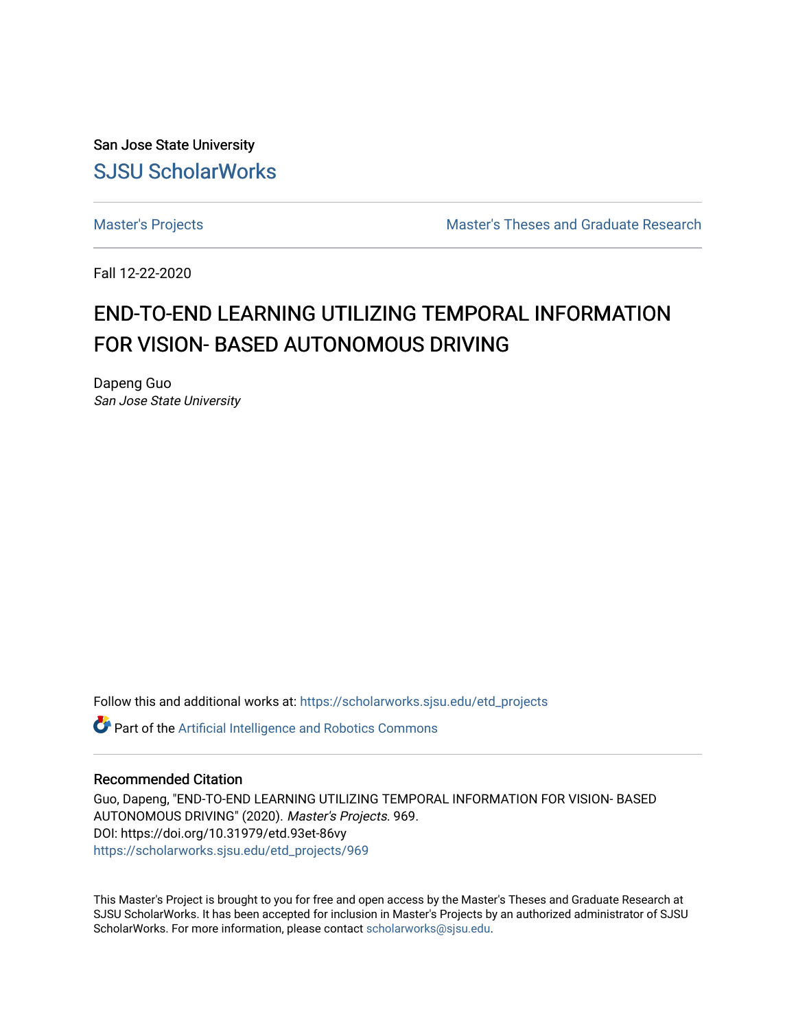San Jose State University

SJSU ScholarWorks

Master's Projects

Master's Theses and Graduate Research

Fall 12-22-2020

# END-TO-END LEARNING UTILIZING TEMPORAL INFORMATION FOR VISION- BASED AUTONOMOUS DRIVING

Dapeng Guo

*San Jose State University*

Follow this and additional works at: https://scholarworks.sjsu.edu/etd_projects

Part of the Artificial Intelligence and Robotics Commons

## Recommended Citation

Guo, Dapeng, "END-TO-END LEARNING UTILIZING TEMPORAL INFORMATION FOR VISION- BASED AUTONOMOUS DRIVING" (2020). *Master's Projects*. 969.

DOI: https://doi.org/10.31979/etd.93et-86vy

https://scholarworks.sjsu.edu/etd_projects/969

This Master's Project is brought to you for free and open access by the Master's Theses and Graduate Research at SJSU ScholarWorks. It has been accepted for inclusion in Master's Projects by an authorized administrator of SJSU ScholarWorks. For more information, please contact scholarworks@sjsu.edu.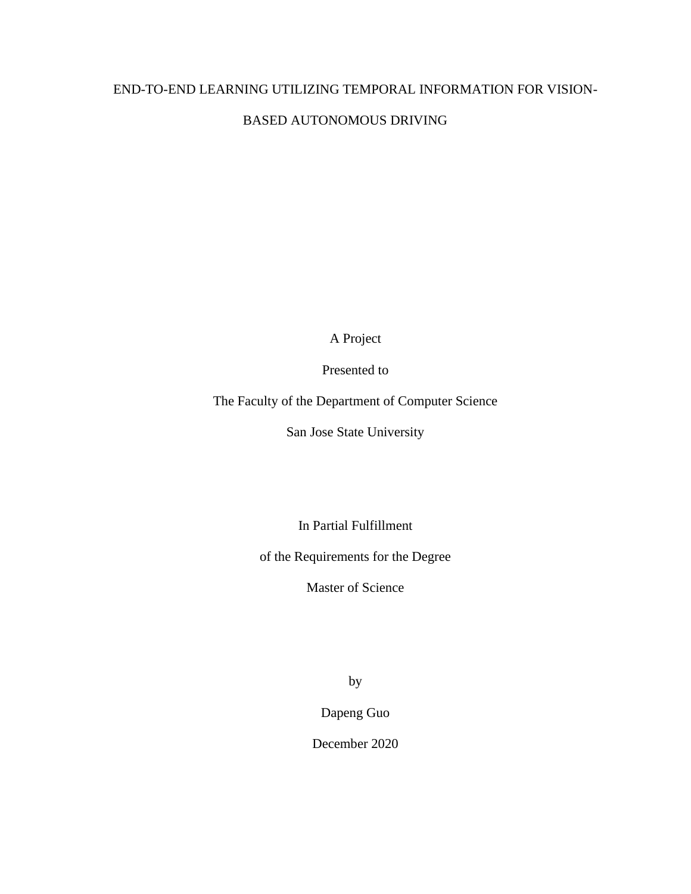# END-TO-END LEARNING UTILIZING TEMPORAL INFORMATION FOR VISION-BASED AUTONOMOUS DRIVING

A Project

Presented to

The Faculty of the Department of Computer Science

San Jose State University

In Partial Fulfillment

of the Requirements for the Degree

Master of Science

by

Dapeng Guo

December 2020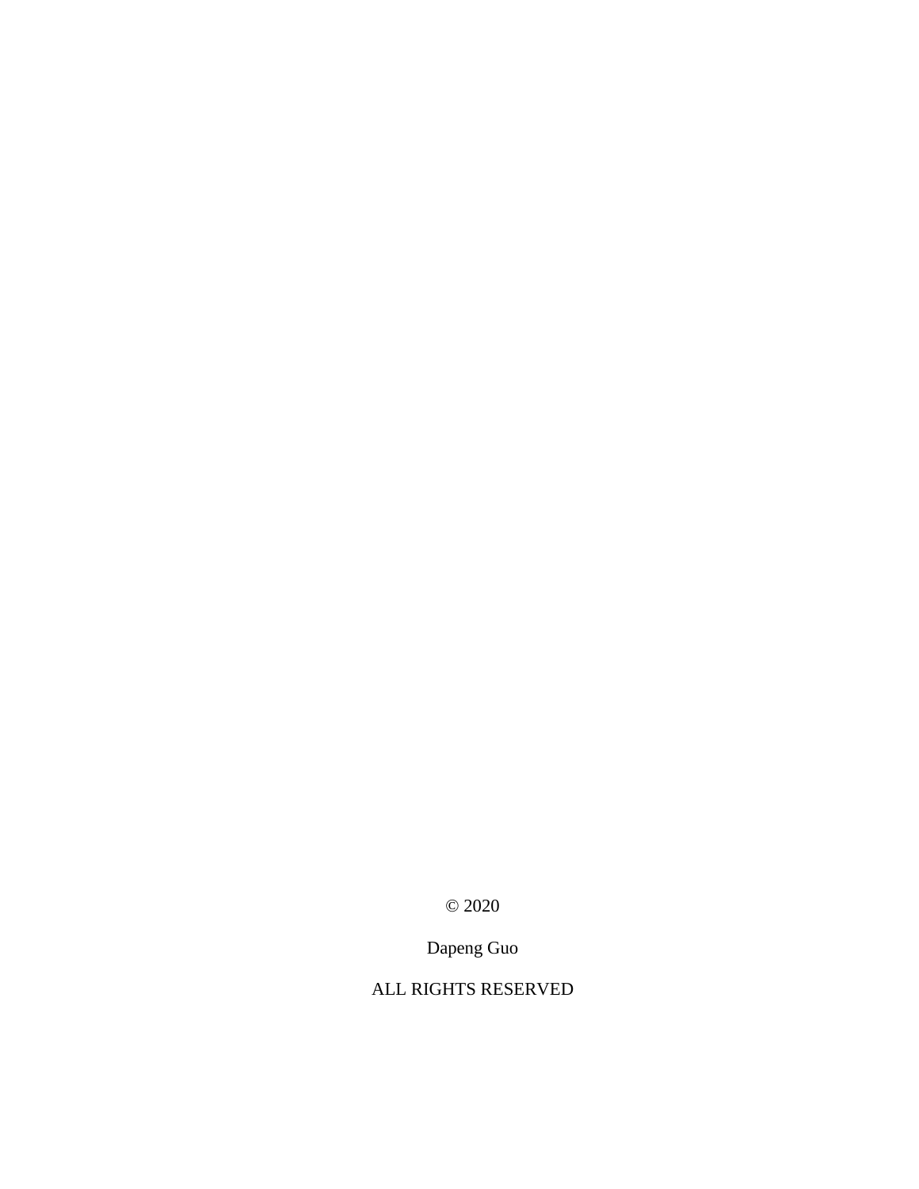© 2020

Dapeng Guo

ALL RIGHTS RESERVED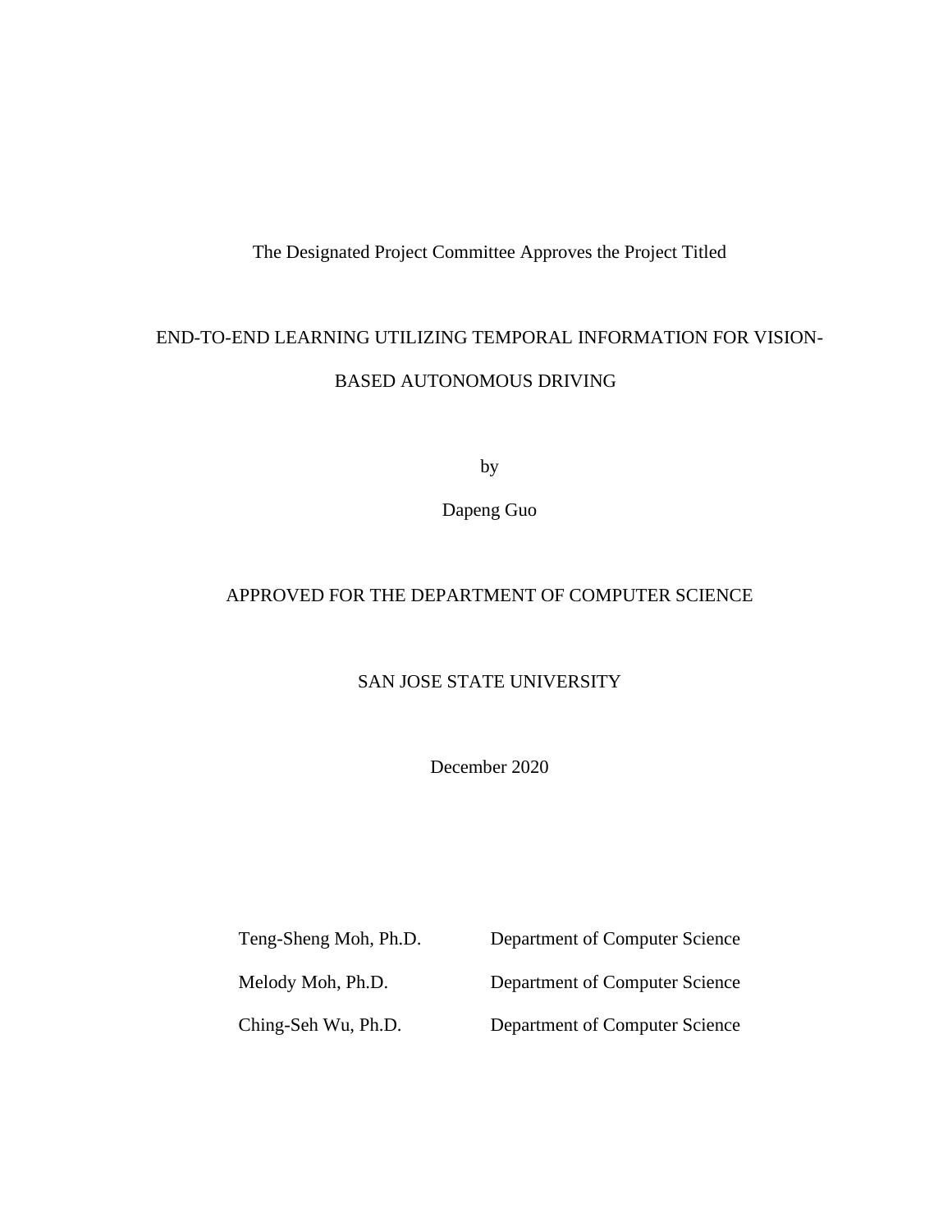The Designated Project Committee Approves the Project Titled

END-TO-END LEARNING UTILIZING TEMPORAL INFORMATION FOR VISION-BASED AUTONOMOUS DRIVING

by

Dapeng Guo

APPROVED FOR THE DEPARTMENT OF COMPUTER SCIENCE

SAN JOSE STATE UNIVERSITY

December 2020

| | |
|---|---|
| Teng-Sheng Moh, Ph.D. | Department of Computer Science |
| Melody Moh, Ph.D. | Department of Computer Science |
| Ching-Seh Wu, Ph.D. | Department of Computer Science |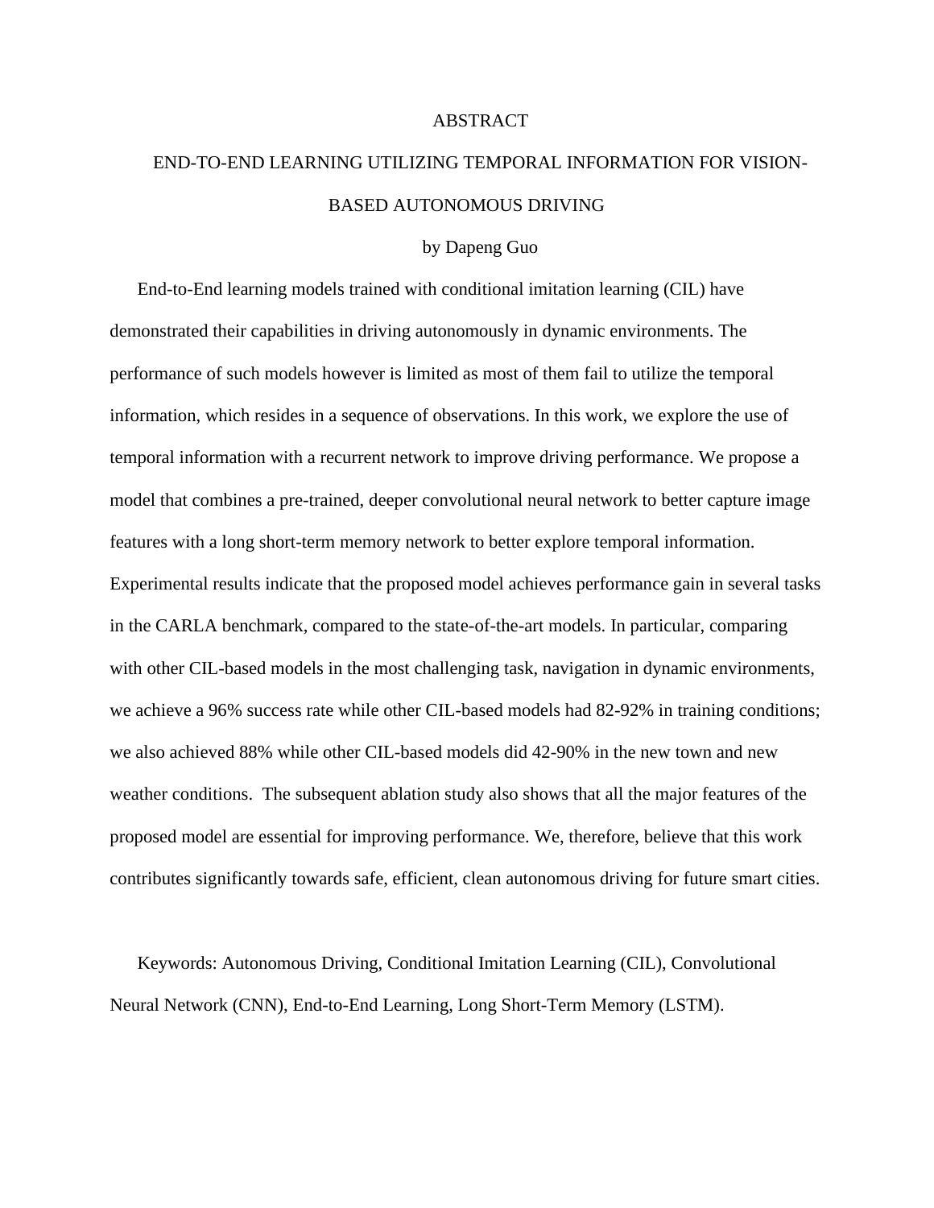# ABSTRACT

## END-TO-END LEARNING UTILIZING TEMPORAL INFORMATION FOR VISION-BASED AUTONOMOUS DRIVING

by Dapeng Guo

End-to-End learning models trained with conditional imitation learning (CIL) have demonstrated their capabilities in driving autonomously in dynamic environments. The performance of such models however is limited as most of them fail to utilize the temporal information, which resides in a sequence of observations. In this work, we explore the use of temporal information with a recurrent network to improve driving performance. We propose a model that combines a pre-trained, deeper convolutional neural network to better capture image features with a long short-term memory network to better explore temporal information. Experimental results indicate that the proposed model achieves performance gain in several tasks in the CARLA benchmark, compared to the state-of-the-art models. In particular, comparing with other CIL-based models in the most challenging task, navigation in dynamic environments, we achieve a 96% success rate while other CIL-based models had 82-92% in training conditions; we also achieved 88% while other CIL-based models did 42-90% in the new town and new weather conditions. The subsequent ablation study also shows that all the major features of the proposed model are essential for improving performance. We, therefore, believe that this work contributes significantly towards safe, efficient, clean autonomous driving for future smart cities.

Keywords: Autonomous Driving, Conditional Imitation Learning (CIL), Convolutional Neural Network (CNN), End-to-End Learning, Long Short-Term Memory (LSTM).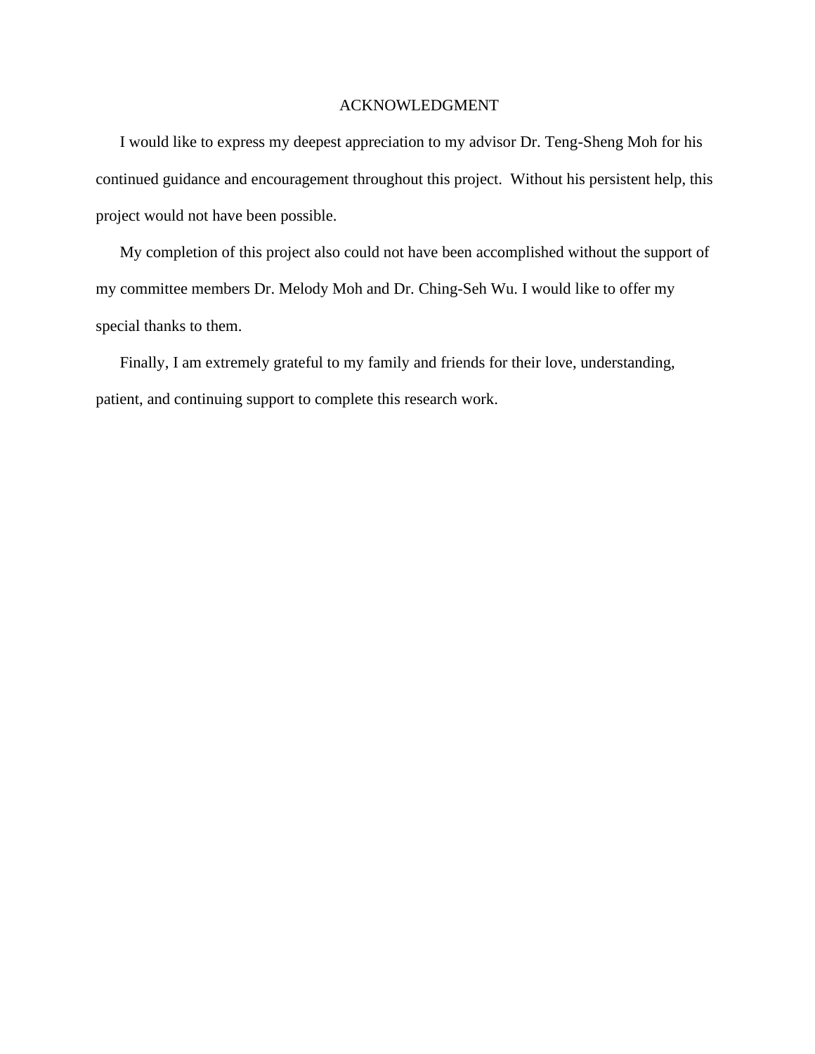# ACKNOWLEDGMENT

I would like to express my deepest appreciation to my advisor Dr. Teng-Sheng Moh for his continued guidance and encouragement throughout this project. Without his persistent help, this project would not have been possible.

My completion of this project also could not have been accomplished without the support of my committee members Dr. Melody Moh and Dr. Ching-Seh Wu. I would like to offer my special thanks to them.

Finally, I am extremely grateful to my family and friends for their love, understanding, patient, and continuing support to complete this research work.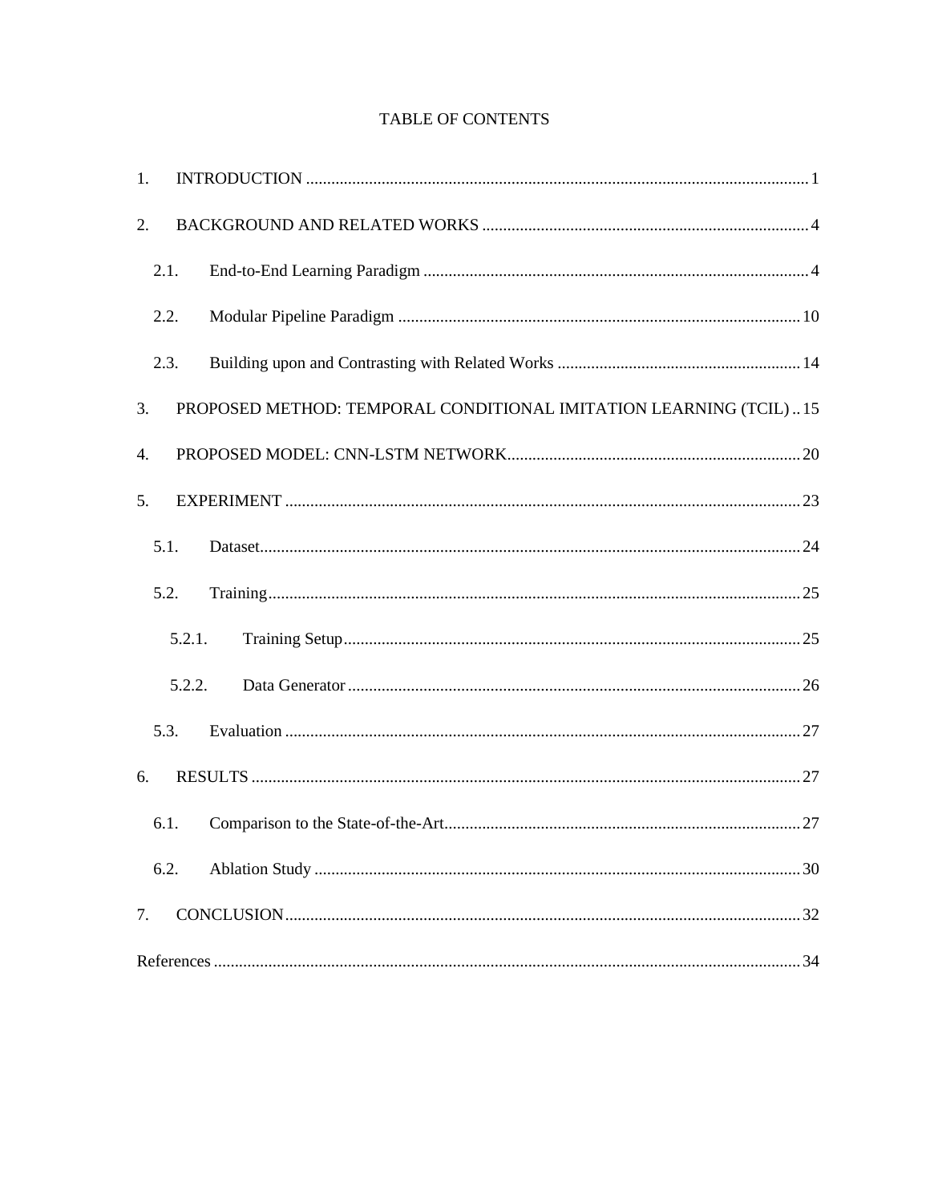# TABLE OF CONTENTS

1. INTRODUCTION ........................................................ 1
2. BACKGROUND AND RELATED WORKS ........................................................ 4
   - 2.1. End-to-End Learning Paradigm ........................................................ 4
   - 2.2. Modular Pipeline Paradigm ........................................................ 10
   - 2.3. Building upon and Contrasting with Related Works ........................................................ 14
3. PROPOSED METHOD: TEMPORAL CONDITIONAL IMITATION LEARNING (TCIL) .. 15
4. PROPOSED MODEL: CNN-LSTM NETWORK ........................................................ 20
5. EXPERIMENT ........................................................ 23
   - 5.1. Dataset ........................................................ 24
   - 5.2. Training ........................................................ 25
     - 5.2.1. Training Setup ........................................................ 25
     - 5.2.2. Data Generator ........................................................ 26
   - 5.3. Evaluation ........................................................ 27
6. RESULTS ........................................................ 27
   - 6.1. Comparison to the State-of-the-Art ........................................................ 27
   - 6.2. Ablation Study ........................................................ 30
7. CONCLUSION ........................................................ 32

References ........................................................ 34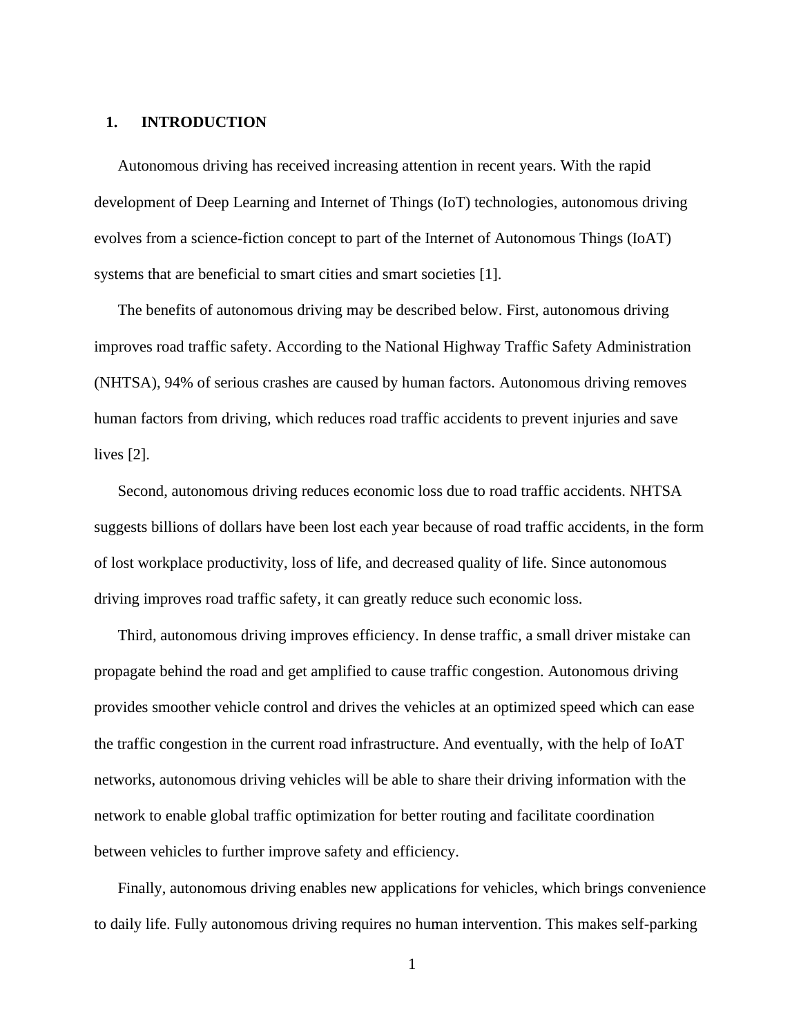# 1. INTRODUCTION

Autonomous driving has received increasing attention in recent years. With the rapid development of Deep Learning and Internet of Things (IoT) technologies, autonomous driving evolves from a science-fiction concept to part of the Internet of Autonomous Things (IoAT) systems that are beneficial to smart cities and smart societies [1].

The benefits of autonomous driving may be described below. First, autonomous driving improves road traffic safety. According to the National Highway Traffic Safety Administration (NHTSA), 94% of serious crashes are caused by human factors. Autonomous driving removes human factors from driving, which reduces road traffic accidents to prevent injuries and save lives [2].

Second, autonomous driving reduces economic loss due to road traffic accidents. NHTSA suggests billions of dollars have been lost each year because of road traffic accidents, in the form of lost workplace productivity, loss of life, and decreased quality of life. Since autonomous driving improves road traffic safety, it can greatly reduce such economic loss.

Third, autonomous driving improves efficiency. In dense traffic, a small driver mistake can propagate behind the road and get amplified to cause traffic congestion. Autonomous driving provides smoother vehicle control and drives the vehicles at an optimized speed which can ease the traffic congestion in the current road infrastructure. And eventually, with the help of IoAT networks, autonomous driving vehicles will be able to share their driving information with the network to enable global traffic optimization for better routing and facilitate coordination between vehicles to further improve safety and efficiency.

Finally, autonomous driving enables new applications for vehicles, which brings convenience to daily life. Fully autonomous driving requires no human intervention. This makes self-parking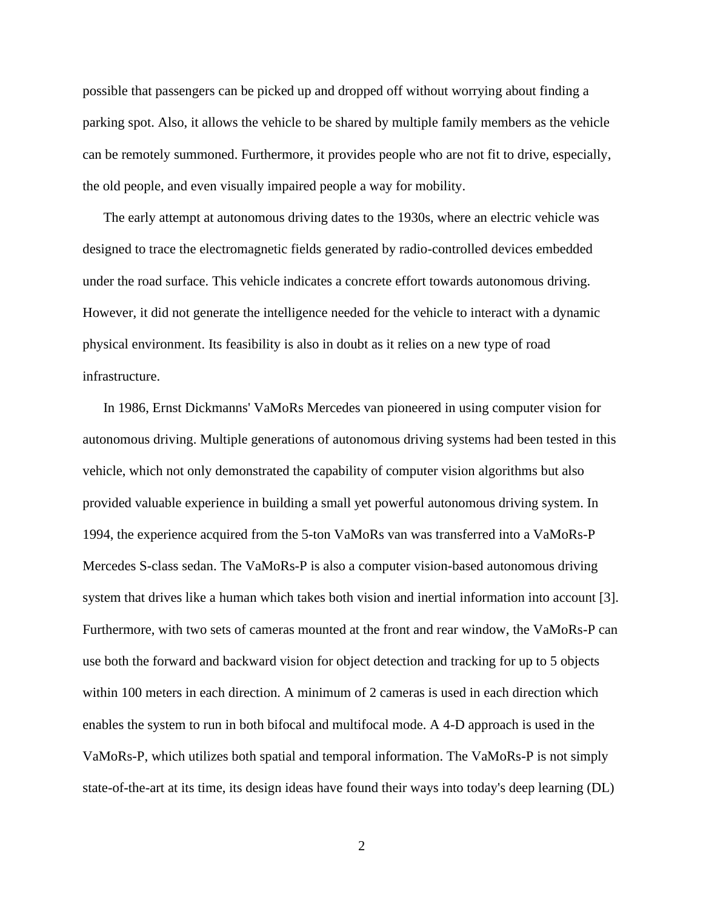possible that passengers can be picked up and dropped off without worrying about finding a parking spot. Also, it allows the vehicle to be shared by multiple family members as the vehicle can be remotely summoned. Furthermore, it provides people who are not fit to drive, especially, the old people, and even visually impaired people a way for mobility.

The early attempt at autonomous driving dates to the 1930s, where an electric vehicle was designed to trace the electromagnetic fields generated by radio-controlled devices embedded under the road surface. This vehicle indicates a concrete effort towards autonomous driving. However, it did not generate the intelligence needed for the vehicle to interact with a dynamic physical environment. Its feasibility is also in doubt as it relies on a new type of road infrastructure.

In 1986, Ernst Dickmanns' VaMoRs Mercedes van pioneered in using computer vision for autonomous driving. Multiple generations of autonomous driving systems had been tested in this vehicle, which not only demonstrated the capability of computer vision algorithms but also provided valuable experience in building a small yet powerful autonomous driving system. In 1994, the experience acquired from the 5-ton VaMoRs van was transferred into a VaMoRs-P Mercedes S-class sedan. The VaMoRs-P is also a computer vision-based autonomous driving system that drives like a human which takes both vision and inertial information into account [3]. Furthermore, with two sets of cameras mounted at the front and rear window, the VaMoRs-P can use both the forward and backward vision for object detection and tracking for up to 5 objects within 100 meters in each direction. A minimum of 2 cameras is used in each direction which enables the system to run in both bifocal and multifocal mode. A 4-D approach is used in the VaMoRs-P, which utilizes both spatial and temporal information. The VaMoRs-P is not simply state-of-the-art at its time, its design ideas have found their ways into today's deep learning (DL)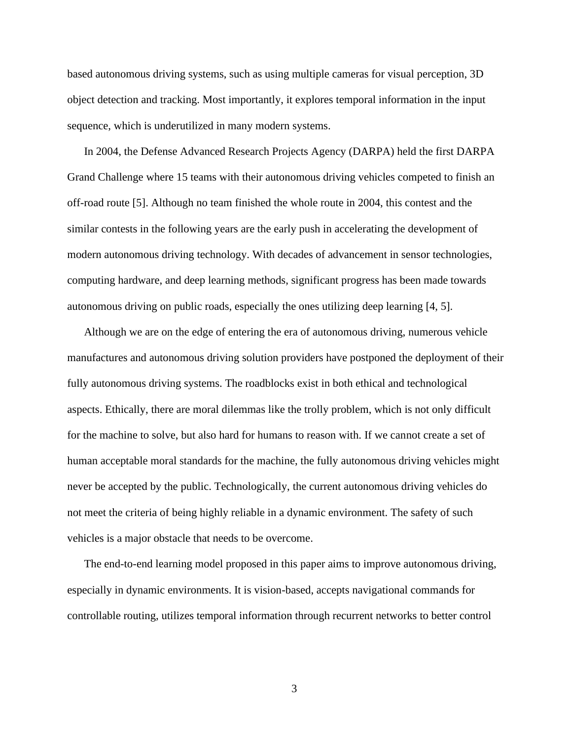based autonomous driving systems, such as using multiple cameras for visual perception, 3D object detection and tracking. Most importantly, it explores temporal information in the input sequence, which is underutilized in many modern systems.

In 2004, the Defense Advanced Research Projects Agency (DARPA) held the first DARPA Grand Challenge where 15 teams with their autonomous driving vehicles competed to finish an off-road route [5]. Although no team finished the whole route in 2004, this contest and the similar contests in the following years are the early push in accelerating the development of modern autonomous driving technology. With decades of advancement in sensor technologies, computing hardware, and deep learning methods, significant progress has been made towards autonomous driving on public roads, especially the ones utilizing deep learning [4, 5].

Although we are on the edge of entering the era of autonomous driving, numerous vehicle manufactures and autonomous driving solution providers have postponed the deployment of their fully autonomous driving systems. The roadblocks exist in both ethical and technological aspects. Ethically, there are moral dilemmas like the trolly problem, which is not only difficult for the machine to solve, but also hard for humans to reason with. If we cannot create a set of human acceptable moral standards for the machine, the fully autonomous driving vehicles might never be accepted by the public. Technologically, the current autonomous driving vehicles do not meet the criteria of being highly reliable in a dynamic environment. The safety of such vehicles is a major obstacle that needs to be overcome.

The end-to-end learning model proposed in this paper aims to improve autonomous driving, especially in dynamic environments. It is vision-based, accepts navigational commands for controllable routing, utilizes temporal information through recurrent networks to better control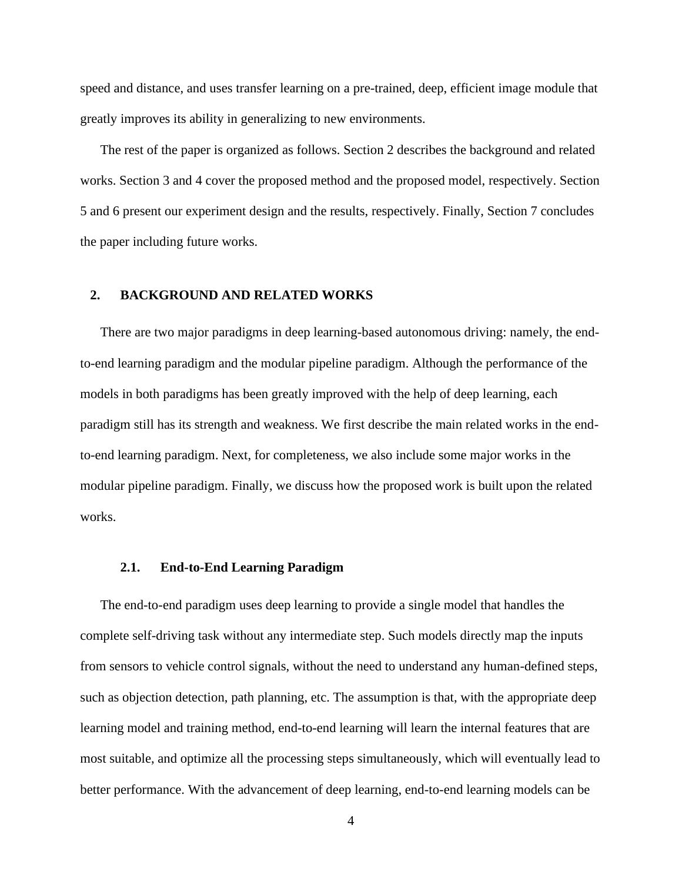speed and distance, and uses transfer learning on a pre-trained, deep, efficient image module that greatly improves its ability in generalizing to new environments.

The rest of the paper is organized as follows. Section 2 describes the background and related works. Section 3 and 4 cover the proposed method and the proposed model, respectively. Section 5 and 6 present our experiment design and the results, respectively. Finally, Section 7 concludes the paper including future works.

## 2. BACKGROUND AND RELATED WORKS

There are two major paradigms in deep learning-based autonomous driving: namely, the end-to-end learning paradigm and the modular pipeline paradigm. Although the performance of the models in both paradigms has been greatly improved with the help of deep learning, each paradigm still has its strength and weakness. We first describe the main related works in the end-to-end learning paradigm. Next, for completeness, we also include some major works in the modular pipeline paradigm. Finally, we discuss how the proposed work is built upon the related works.

### 2.1. End-to-End Learning Paradigm

The end-to-end paradigm uses deep learning to provide a single model that handles the complete self-driving task without any intermediate step. Such models directly map the inputs from sensors to vehicle control signals, without the need to understand any human-defined steps, such as objection detection, path planning, etc. The assumption is that, with the appropriate deep learning model and training method, end-to-end learning will learn the internal features that are most suitable, and optimize all the processing steps simultaneously, which will eventually lead to better performance. With the advancement of deep learning, end-to-end learning models can be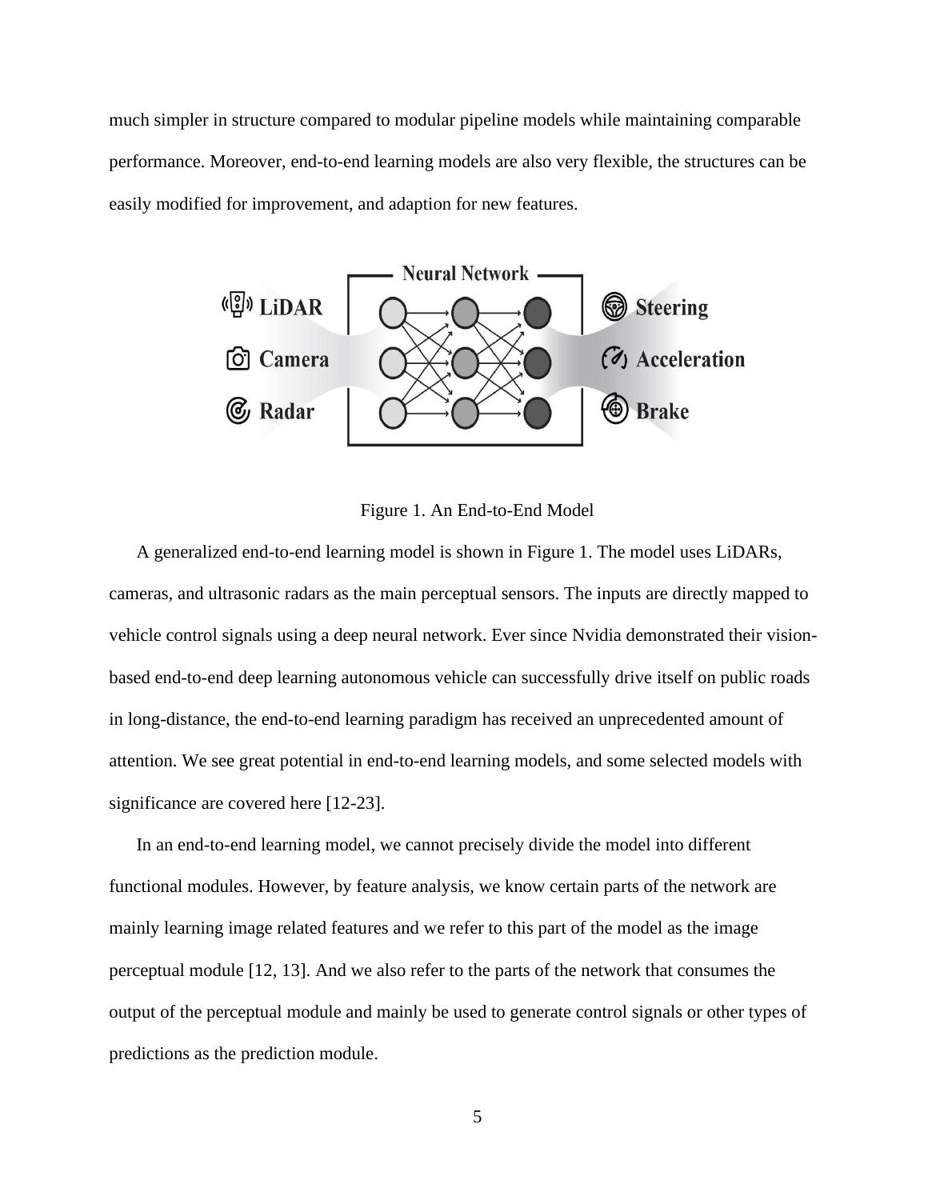much simpler in structure compared to modular pipeline models while maintaining comparable performance. Moreover, end-to-end learning models are also very flexible, the structures can be easily modified for improvement, and adaption for new features.

Figure 1. An End-to-End Model

A generalized end-to-end learning model is shown in Figure 1. The model uses LiDARs, cameras, and ultrasonic radars as the main perceptual sensors. The inputs are directly mapped to vehicle control signals using a deep neural network. Ever since Nvidia demonstrated their vision-based end-to-end deep learning autonomous vehicle can successfully drive itself on public roads in long-distance, the end-to-end learning paradigm has received an unprecedented amount of attention. We see great potential in end-to-end learning models, and some selected models with significance are covered here [12-23].

In an end-to-end learning model, we cannot precisely divide the model into different functional modules. However, by feature analysis, we know certain parts of the network are mainly learning image related features and we refer to this part of the model as the image perceptual module [12, 13]. And we also refer to the parts of the network that consumes the output of the perceptual module and mainly be used to generate control signals or other types of predictions as the prediction module.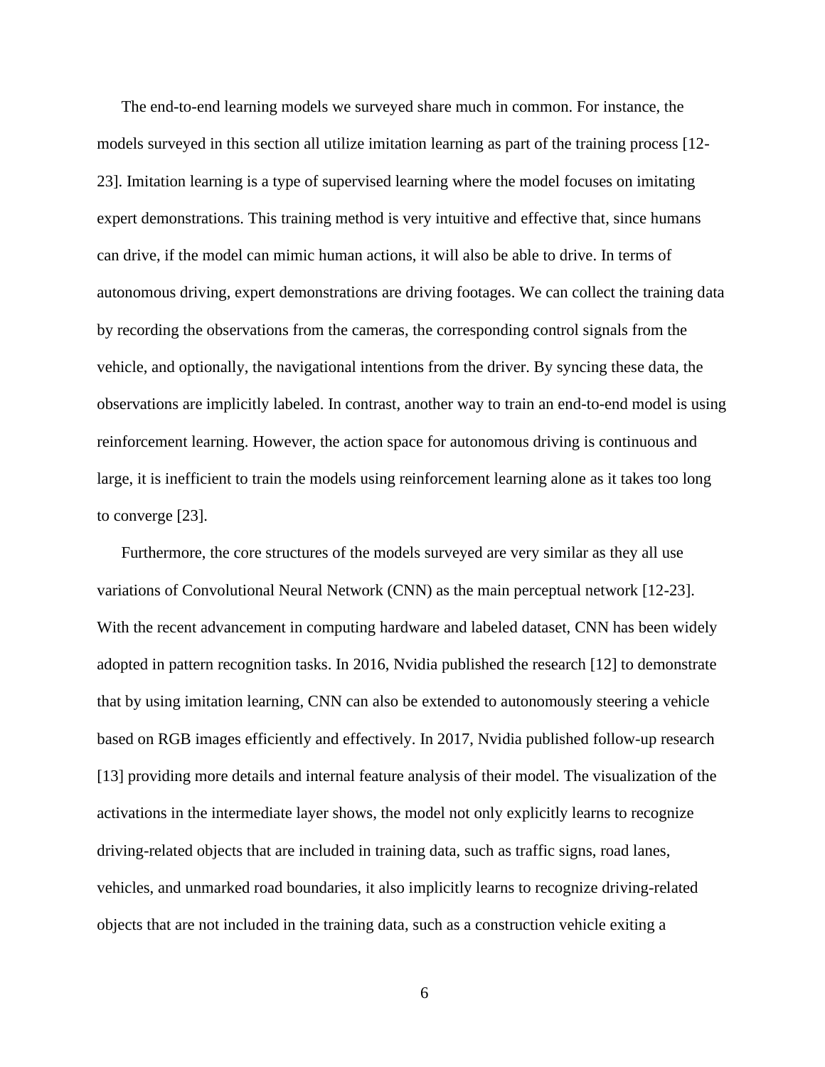The end-to-end learning models we surveyed share much in common. For instance, the models surveyed in this section all utilize imitation learning as part of the training process [12-23]. Imitation learning is a type of supervised learning where the model focuses on imitating expert demonstrations. This training method is very intuitive and effective that, since humans can drive, if the model can mimic human actions, it will also be able to drive. In terms of autonomous driving, expert demonstrations are driving footages. We can collect the training data by recording the observations from the cameras, the corresponding control signals from the vehicle, and optionally, the navigational intentions from the driver. By syncing these data, the observations are implicitly labeled. In contrast, another way to train an end-to-end model is using reinforcement learning. However, the action space for autonomous driving is continuous and large, it is inefficient to train the models using reinforcement learning alone as it takes too long to converge [23].

Furthermore, the core structures of the models surveyed are very similar as they all use variations of Convolutional Neural Network (CNN) as the main perceptual network [12-23]. With the recent advancement in computing hardware and labeled dataset, CNN has been widely adopted in pattern recognition tasks. In 2016, Nvidia published the research [12] to demonstrate that by using imitation learning, CNN can also be extended to autonomously steering a vehicle based on RGB images efficiently and effectively. In 2017, Nvidia published follow-up research [13] providing more details and internal feature analysis of their model. The visualization of the activations in the intermediate layer shows, the model not only explicitly learns to recognize driving-related objects that are included in training data, such as traffic signs, road lanes, vehicles, and unmarked road boundaries, it also implicitly learns to recognize driving-related objects that are not included in the training data, such as a construction vehicle exiting a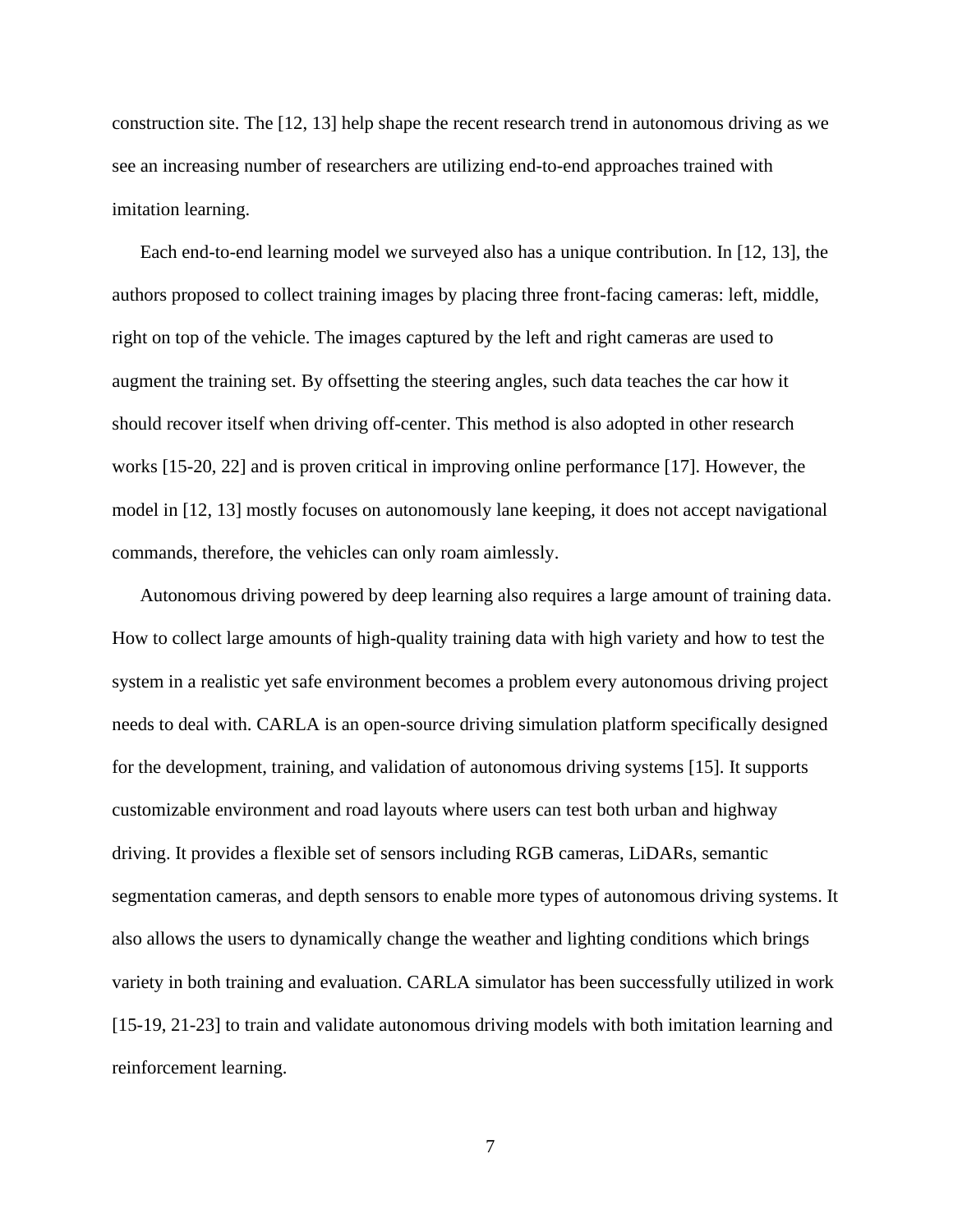construction site. The [12, 13] help shape the recent research trend in autonomous driving as we see an increasing number of researchers are utilizing end-to-end approaches trained with imitation learning.

Each end-to-end learning model we surveyed also has a unique contribution. In [12, 13], the authors proposed to collect training images by placing three front-facing cameras: left, middle, right on top of the vehicle. The images captured by the left and right cameras are used to augment the training set. By offsetting the steering angles, such data teaches the car how it should recover itself when driving off-center. This method is also adopted in other research works [15-20, 22] and is proven critical in improving online performance [17]. However, the model in [12, 13] mostly focuses on autonomously lane keeping, it does not accept navigational commands, therefore, the vehicles can only roam aimlessly.

Autonomous driving powered by deep learning also requires a large amount of training data. How to collect large amounts of high-quality training data with high variety and how to test the system in a realistic yet safe environment becomes a problem every autonomous driving project needs to deal with. CARLA is an open-source driving simulation platform specifically designed for the development, training, and validation of autonomous driving systems [15]. It supports customizable environment and road layouts where users can test both urban and highway driving. It provides a flexible set of sensors including RGB cameras, LiDARs, semantic segmentation cameras, and depth sensors to enable more types of autonomous driving systems. It also allows the users to dynamically change the weather and lighting conditions which brings variety in both training and evaluation. CARLA simulator has been successfully utilized in work [15-19, 21-23] to train and validate autonomous driving models with both imitation learning and reinforcement learning.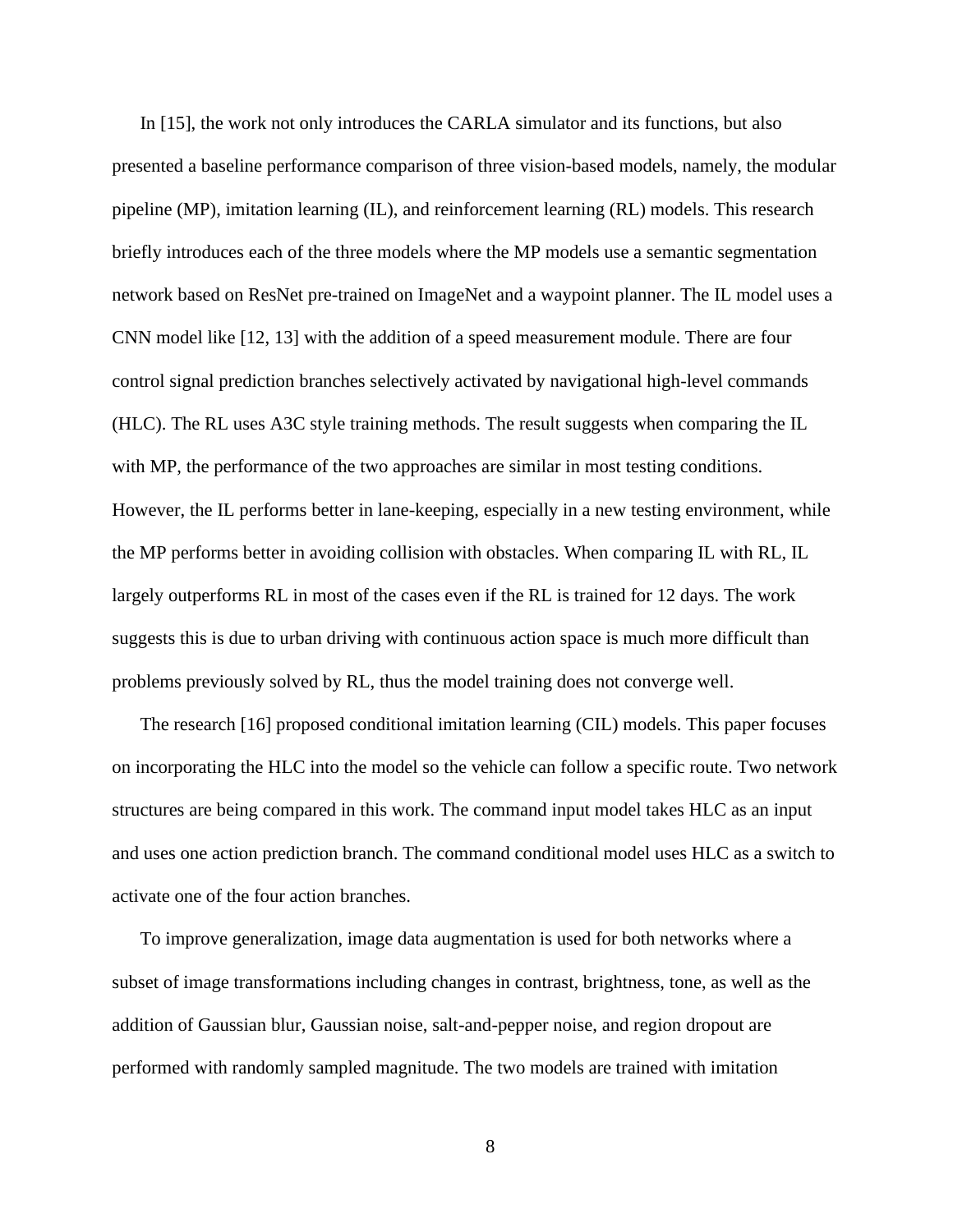In [15], the work not only introduces the CARLA simulator and its functions, but also presented a baseline performance comparison of three vision-based models, namely, the modular pipeline (MP), imitation learning (IL), and reinforcement learning (RL) models. This research briefly introduces each of the three models where the MP models use a semantic segmentation network based on ResNet pre-trained on ImageNet and a waypoint planner. The IL model uses a CNN model like [12, 13] with the addition of a speed measurement module. There are four control signal prediction branches selectively activated by navigational high-level commands (HLC). The RL uses A3C style training methods. The result suggests when comparing the IL with MP, the performance of the two approaches are similar in most testing conditions. However, the IL performs better in lane-keeping, especially in a new testing environment, while the MP performs better in avoiding collision with obstacles. When comparing IL with RL, IL largely outperforms RL in most of the cases even if the RL is trained for 12 days. The work suggests this is due to urban driving with continuous action space is much more difficult than problems previously solved by RL, thus the model training does not converge well.

The research [16] proposed conditional imitation learning (CIL) models. This paper focuses on incorporating the HLC into the model so the vehicle can follow a specific route. Two network structures are being compared in this work. The command input model takes HLC as an input and uses one action prediction branch. The command conditional model uses HLC as a switch to activate one of the four action branches.

To improve generalization, image data augmentation is used for both networks where a subset of image transformations including changes in contrast, brightness, tone, as well as the addition of Gaussian blur, Gaussian noise, salt-and-pepper noise, and region dropout are performed with randomly sampled magnitude. The two models are trained with imitation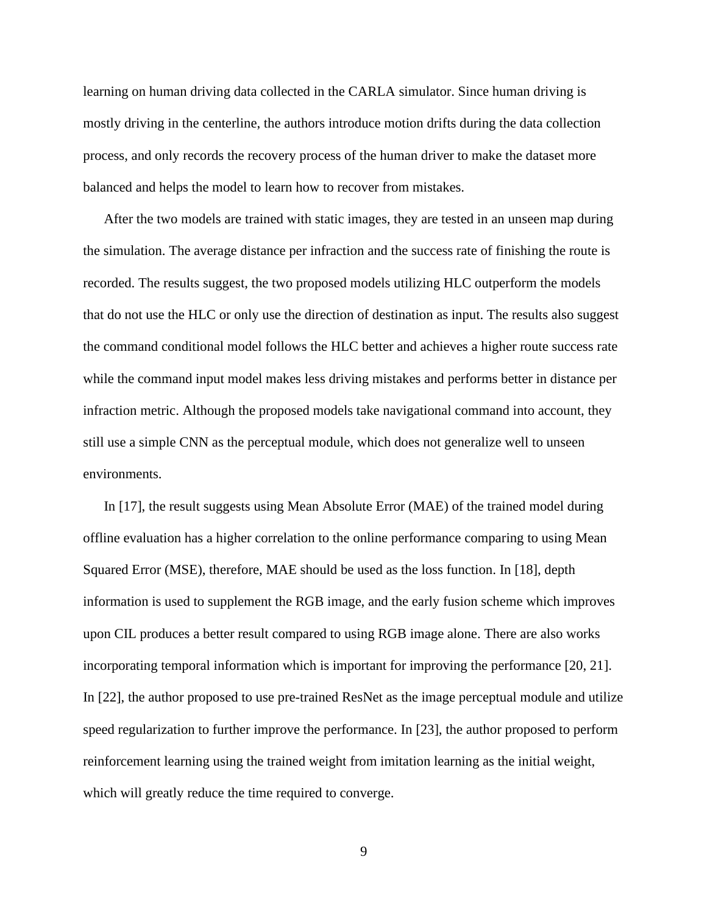learning on human driving data collected in the CARLA simulator. Since human driving is mostly driving in the centerline, the authors introduce motion drifts during the data collection process, and only records the recovery process of the human driver to make the dataset more balanced and helps the model to learn how to recover from mistakes.

After the two models are trained with static images, they are tested in an unseen map during the simulation. The average distance per infraction and the success rate of finishing the route is recorded. The results suggest, the two proposed models utilizing HLC outperform the models that do not use the HLC or only use the direction of destination as input. The results also suggest the command conditional model follows the HLC better and achieves a higher route success rate while the command input model makes less driving mistakes and performs better in distance per infraction metric. Although the proposed models take navigational command into account, they still use a simple CNN as the perceptual module, which does not generalize well to unseen environments.

In [17], the result suggests using Mean Absolute Error (MAE) of the trained model during offline evaluation has a higher correlation to the online performance comparing to using Mean Squared Error (MSE), therefore, MAE should be used as the loss function. In [18], depth information is used to supplement the RGB image, and the early fusion scheme which improves upon CIL produces a better result compared to using RGB image alone. There are also works incorporating temporal information which is important for improving the performance [20, 21]. In [22], the author proposed to use pre-trained ResNet as the image perceptual module and utilize speed regularization to further improve the performance. In [23], the author proposed to perform reinforcement learning using the trained weight from imitation learning as the initial weight, which will greatly reduce the time required to converge.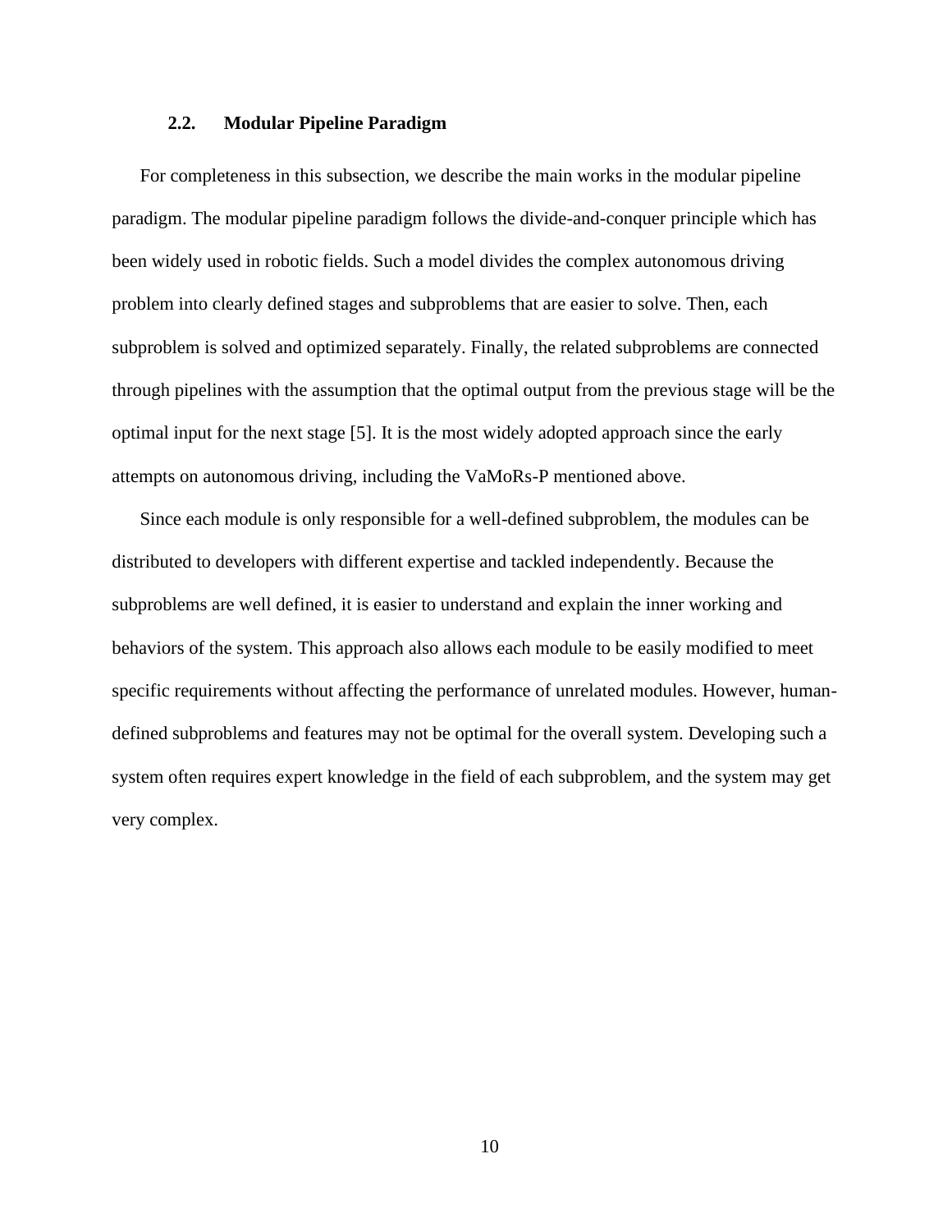### 2.2. Modular Pipeline Paradigm

For completeness in this subsection, we describe the main works in the modular pipeline paradigm. The modular pipeline paradigm follows the divide-and-conquer principle which has been widely used in robotic fields. Such a model divides the complex autonomous driving problem into clearly defined stages and subproblems that are easier to solve. Then, each subproblem is solved and optimized separately. Finally, the related subproblems are connected through pipelines with the assumption that the optimal output from the previous stage will be the optimal input for the next stage [5]. It is the most widely adopted approach since the early attempts on autonomous driving, including the VaMoRs-P mentioned above.

Since each module is only responsible for a well-defined subproblem, the modules can be distributed to developers with different expertise and tackled independently. Because the subproblems are well defined, it is easier to understand and explain the inner working and behaviors of the system. This approach also allows each module to be easily modified to meet specific requirements without affecting the performance of unrelated modules. However, human-defined subproblems and features may not be optimal for the overall system. Developing such a system often requires expert knowledge in the field of each subproblem, and the system may get very complex.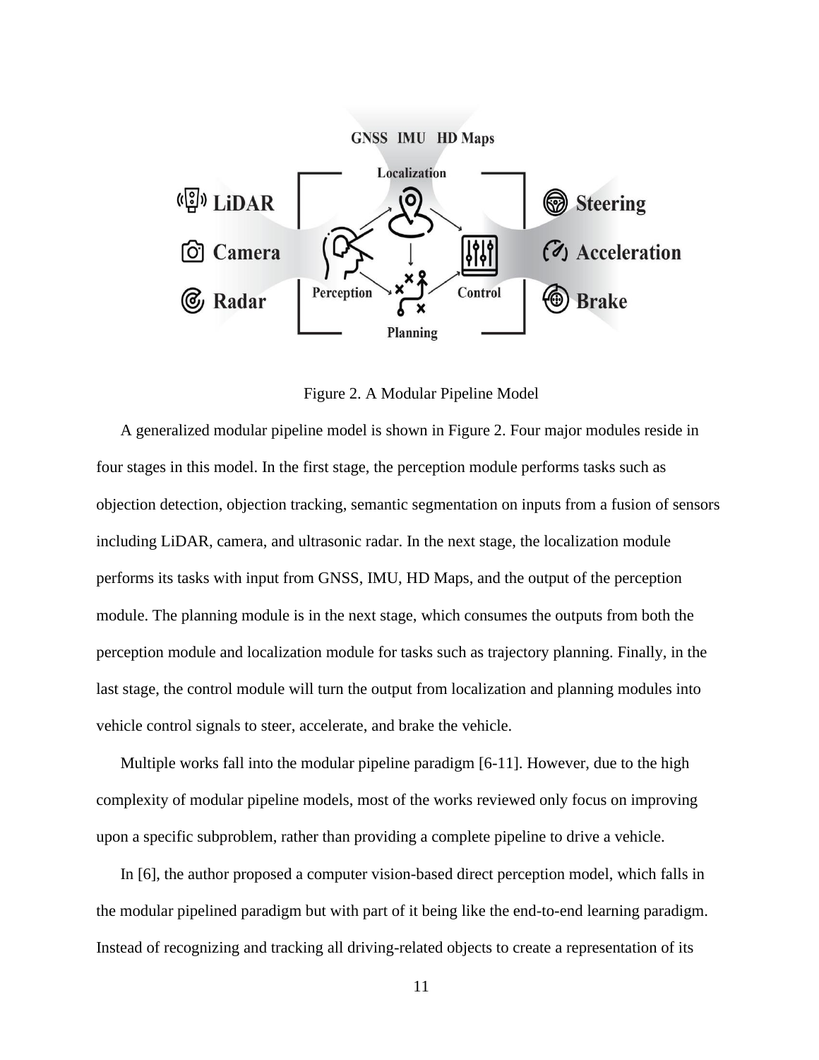Figure 2. A Modular Pipeline Model

A generalized modular pipeline model is shown in Figure 2. Four major modules reside in four stages in this model. In the first stage, the perception module performs tasks such as objection detection, objection tracking, semantic segmentation on inputs from a fusion of sensors including LiDAR, camera, and ultrasonic radar. In the next stage, the localization module performs its tasks with input from GNSS, IMU, HD Maps, and the output of the perception module. The planning module is in the next stage, which consumes the outputs from both the perception module and localization module for tasks such as trajectory planning. Finally, in the last stage, the control module will turn the output from localization and planning modules into vehicle control signals to steer, accelerate, and brake the vehicle.

Multiple works fall into the modular pipeline paradigm [6-11]. However, due to the high complexity of modular pipeline models, most of the works reviewed only focus on improving upon a specific subproblem, rather than providing a complete pipeline to drive a vehicle.

In [6], the author proposed a computer vision-based direct perception model, which falls in the modular pipelined paradigm but with part of it being like the end-to-end learning paradigm. Instead of recognizing and tracking all driving-related objects to create a representation of its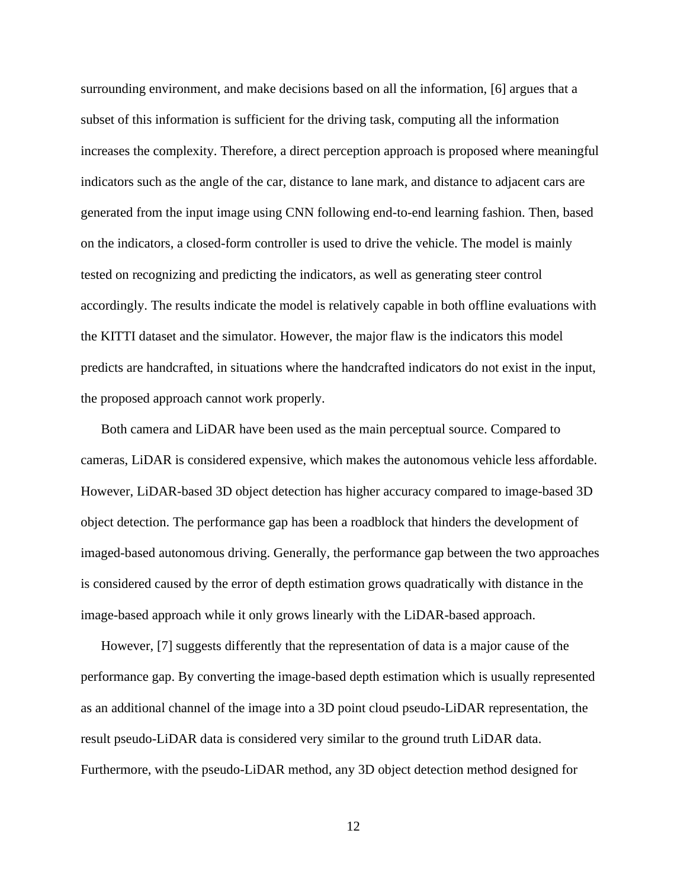surrounding environment, and make decisions based on all the information, [6] argues that a subset of this information is sufficient for the driving task, computing all the information increases the complexity. Therefore, a direct perception approach is proposed where meaningful indicators such as the angle of the car, distance to lane mark, and distance to adjacent cars are generated from the input image using CNN following end-to-end learning fashion. Then, based on the indicators, a closed-form controller is used to drive the vehicle. The model is mainly tested on recognizing and predicting the indicators, as well as generating steer control accordingly. The results indicate the model is relatively capable in both offline evaluations with the KITTI dataset and the simulator. However, the major flaw is the indicators this model predicts are handcrafted, in situations where the handcrafted indicators do not exist in the input, the proposed approach cannot work properly.

Both camera and LiDAR have been used as the main perceptual source. Compared to cameras, LiDAR is considered expensive, which makes the autonomous vehicle less affordable. However, LiDAR-based 3D object detection has higher accuracy compared to image-based 3D object detection. The performance gap has been a roadblock that hinders the development of imaged-based autonomous driving. Generally, the performance gap between the two approaches is considered caused by the error of depth estimation grows quadratically with distance in the image-based approach while it only grows linearly with the LiDAR-based approach.

However, [7] suggests differently that the representation of data is a major cause of the performance gap. By converting the image-based depth estimation which is usually represented as an additional channel of the image into a 3D point cloud pseudo-LiDAR representation, the result pseudo-LiDAR data is considered very similar to the ground truth LiDAR data. Furthermore, with the pseudo-LiDAR method, any 3D object detection method designed for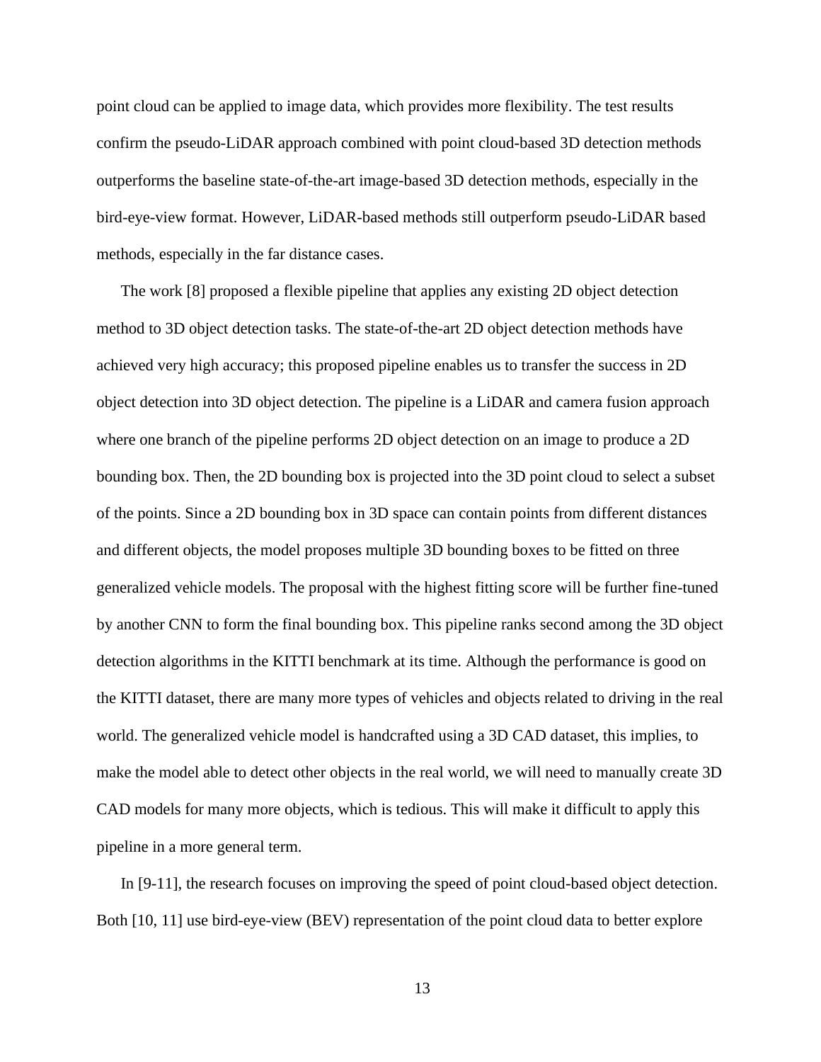point cloud can be applied to image data, which provides more flexibility. The test results confirm the pseudo-LiDAR approach combined with point cloud-based 3D detection methods outperforms the baseline state-of-the-art image-based 3D detection methods, especially in the bird-eye-view format. However, LiDAR-based methods still outperform pseudo-LiDAR based methods, especially in the far distance cases.

The work [8] proposed a flexible pipeline that applies any existing 2D object detection method to 3D object detection tasks. The state-of-the-art 2D object detection methods have achieved very high accuracy; this proposed pipeline enables us to transfer the success in 2D object detection into 3D object detection. The pipeline is a LiDAR and camera fusion approach where one branch of the pipeline performs 2D object detection on an image to produce a 2D bounding box. Then, the 2D bounding box is projected into the 3D point cloud to select a subset of the points. Since a 2D bounding box in 3D space can contain points from different distances and different objects, the model proposes multiple 3D bounding boxes to be fitted on three generalized vehicle models. The proposal with the highest fitting score will be further fine-tuned by another CNN to form the final bounding box. This pipeline ranks second among the 3D object detection algorithms in the KITTI benchmark at its time. Although the performance is good on the KITTI dataset, there are many more types of vehicles and objects related to driving in the real world. The generalized vehicle model is handcrafted using a 3D CAD dataset, this implies, to make the model able to detect other objects in the real world, we will need to manually create 3D CAD models for many more objects, which is tedious. This will make it difficult to apply this pipeline in a more general term.

In [9-11], the research focuses on improving the speed of point cloud-based object detection. Both [10, 11] use bird-eye-view (BEV) representation of the point cloud data to better explore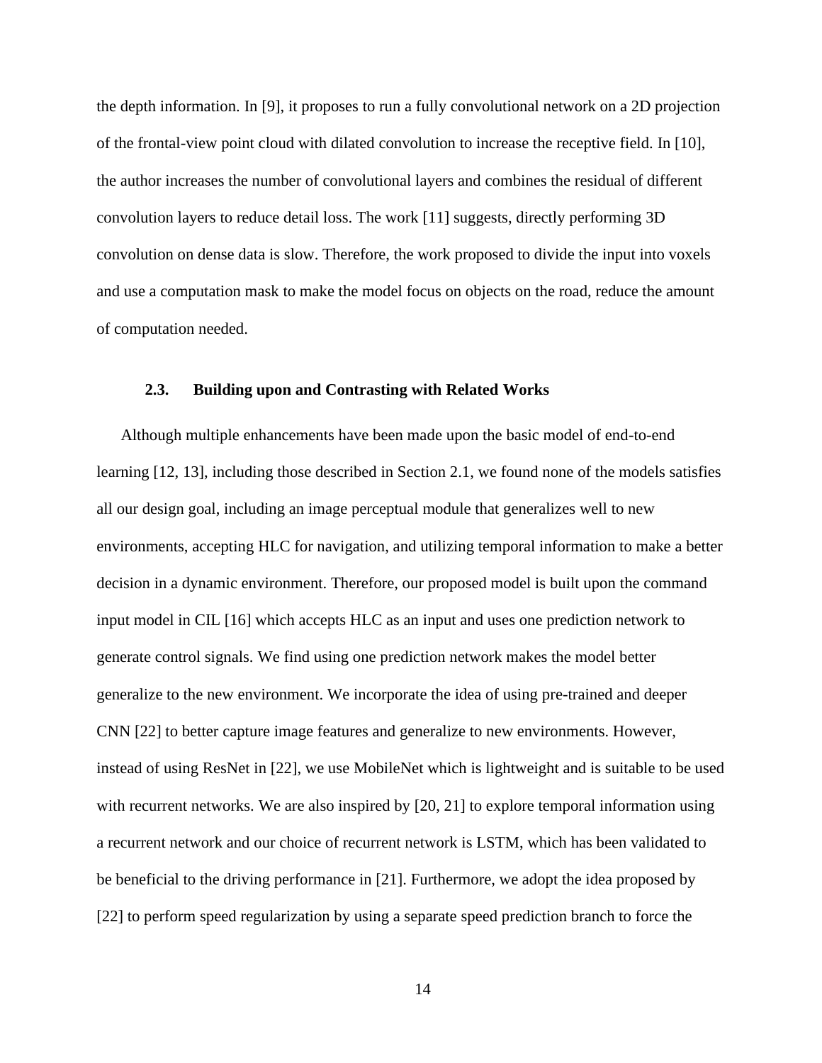the depth information. In [9], it proposes to run a fully convolutional network on a 2D projection of the frontal-view point cloud with dilated convolution to increase the receptive field. In [10], the author increases the number of convolutional layers and combines the residual of different convolution layers to reduce detail loss. The work [11] suggests, directly performing 3D convolution on dense data is slow. Therefore, the work proposed to divide the input into voxels and use a computation mask to make the model focus on objects on the road, reduce the amount of computation needed.

### 2.3. Building upon and Contrasting with Related Works

Although multiple enhancements have been made upon the basic model of end-to-end learning [12, 13], including those described in Section 2.1, we found none of the models satisfies all our design goal, including an image perceptual module that generalizes well to new environments, accepting HLC for navigation, and utilizing temporal information to make a better decision in a dynamic environment. Therefore, our proposed model is built upon the command input model in CIL [16] which accepts HLC as an input and uses one prediction network to generate control signals. We find using one prediction network makes the model better generalize to the new environment. We incorporate the idea of using pre-trained and deeper CNN [22] to better capture image features and generalize to new environments. However, instead of using ResNet in [22], we use MobileNet which is lightweight and is suitable to be used with recurrent networks. We are also inspired by [20, 21] to explore temporal information using a recurrent network and our choice of recurrent network is LSTM, which has been validated to be beneficial to the driving performance in [21]. Furthermore, we adopt the idea proposed by [22] to perform speed regularization by using a separate speed prediction branch to force the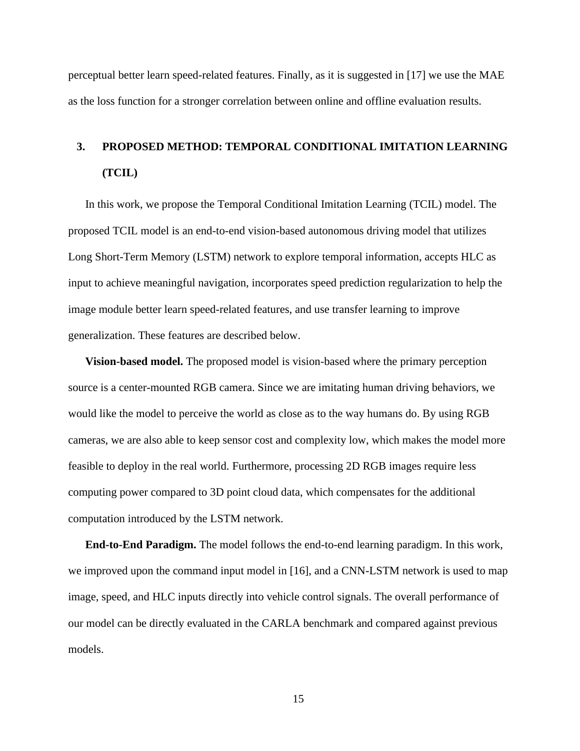perceptual better learn speed-related features. Finally, as it is suggested in [17] we use the MAE as the loss function for a stronger correlation between online and offline evaluation results.

## 3. PROPOSED METHOD: TEMPORAL CONDITIONAL IMITATION LEARNING (TCIL)

In this work, we propose the Temporal Conditional Imitation Learning (TCIL) model. The proposed TCIL model is an end-to-end vision-based autonomous driving model that utilizes Long Short-Term Memory (LSTM) network to explore temporal information, accepts HLC as input to achieve meaningful navigation, incorporates speed prediction regularization to help the image module better learn speed-related features, and use transfer learning to improve generalization. These features are described below.

**Vision-based model.** The proposed model is vision-based where the primary perception source is a center-mounted RGB camera. Since we are imitating human driving behaviors, we would like the model to perceive the world as close as to the way humans do. By using RGB cameras, we are also able to keep sensor cost and complexity low, which makes the model more feasible to deploy in the real world. Furthermore, processing 2D RGB images require less computing power compared to 3D point cloud data, which compensates for the additional computation introduced by the LSTM network.

**End-to-End Paradigm.** The model follows the end-to-end learning paradigm. In this work, we improved upon the command input model in [16], and a CNN-LSTM network is used to map image, speed, and HLC inputs directly into vehicle control signals. The overall performance of our model can be directly evaluated in the CARLA benchmark and compared against previous models.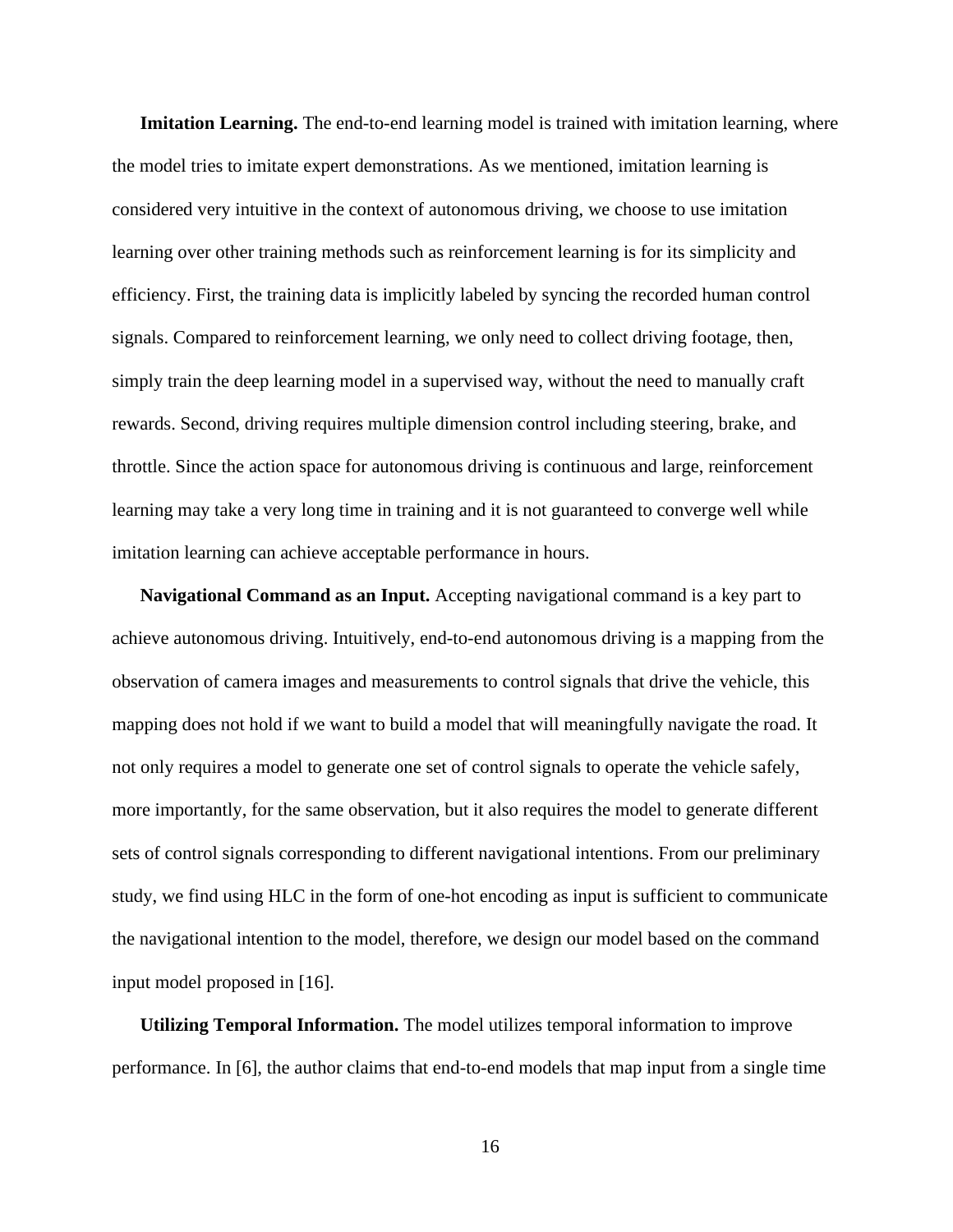**Imitation Learning.** The end-to-end learning model is trained with imitation learning, where the model tries to imitate expert demonstrations. As we mentioned, imitation learning is considered very intuitive in the context of autonomous driving, we choose to use imitation learning over other training methods such as reinforcement learning is for its simplicity and efficiency. First, the training data is implicitly labeled by syncing the recorded human control signals. Compared to reinforcement learning, we only need to collect driving footage, then, simply train the deep learning model in a supervised way, without the need to manually craft rewards. Second, driving requires multiple dimension control including steering, brake, and throttle. Since the action space for autonomous driving is continuous and large, reinforcement learning may take a very long time in training and it is not guaranteed to converge well while imitation learning can achieve acceptable performance in hours.

**Navigational Command as an Input.** Accepting navigational command is a key part to achieve autonomous driving. Intuitively, end-to-end autonomous driving is a mapping from the observation of camera images and measurements to control signals that drive the vehicle, this mapping does not hold if we want to build a model that will meaningfully navigate the road. It not only requires a model to generate one set of control signals to operate the vehicle safely, more importantly, for the same observation, but it also requires the model to generate different sets of control signals corresponding to different navigational intentions. From our preliminary study, we find using HLC in the form of one-hot encoding as input is sufficient to communicate the navigational intention to the model, therefore, we design our model based on the command input model proposed in [16].

**Utilizing Temporal Information.** The model utilizes temporal information to improve performance. In [6], the author claims that end-to-end models that map input from a single time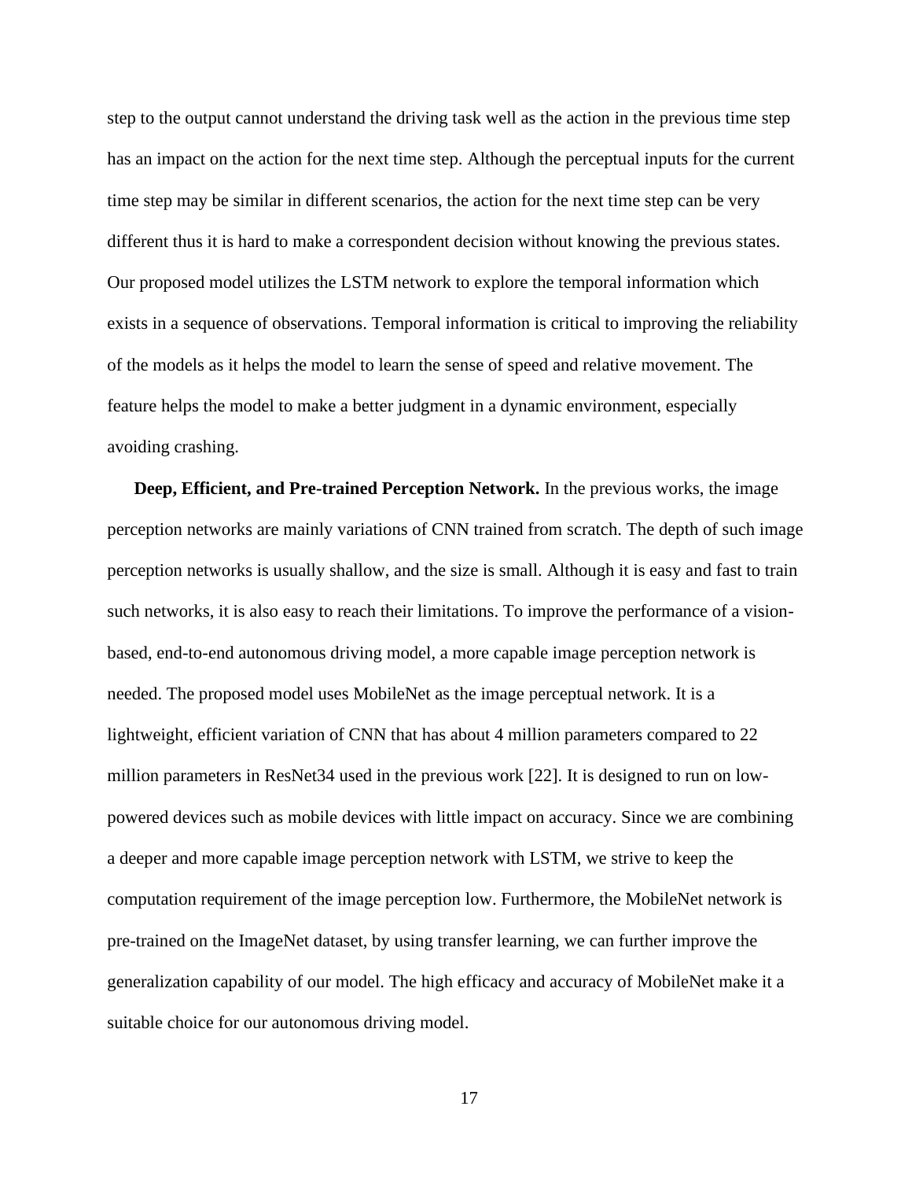step to the output cannot understand the driving task well as the action in the previous time step has an impact on the action for the next time step. Although the perceptual inputs for the current time step may be similar in different scenarios, the action for the next time step can be very different thus it is hard to make a correspondent decision without knowing the previous states. Our proposed model utilizes the LSTM network to explore the temporal information which exists in a sequence of observations. Temporal information is critical to improving the reliability of the models as it helps the model to learn the sense of speed and relative movement. The feature helps the model to make a better judgment in a dynamic environment, especially avoiding crashing.

**Deep, Efficient, and Pre-trained Perception Network.** In the previous works, the image perception networks are mainly variations of CNN trained from scratch. The depth of such image perception networks is usually shallow, and the size is small. Although it is easy and fast to train such networks, it is also easy to reach their limitations. To improve the performance of a vision-based, end-to-end autonomous driving model, a more capable image perception network is needed. The proposed model uses MobileNet as the image perceptual network. It is a lightweight, efficient variation of CNN that has about 4 million parameters compared to 22 million parameters in ResNet34 used in the previous work [22]. It is designed to run on low-powered devices such as mobile devices with little impact on accuracy. Since we are combining a deeper and more capable image perception network with LSTM, we strive to keep the computation requirement of the image perception low. Furthermore, the MobileNet network is pre-trained on the ImageNet dataset, by using transfer learning, we can further improve the generalization capability of our model. The high efficacy and accuracy of MobileNet make it a suitable choice for our autonomous driving model.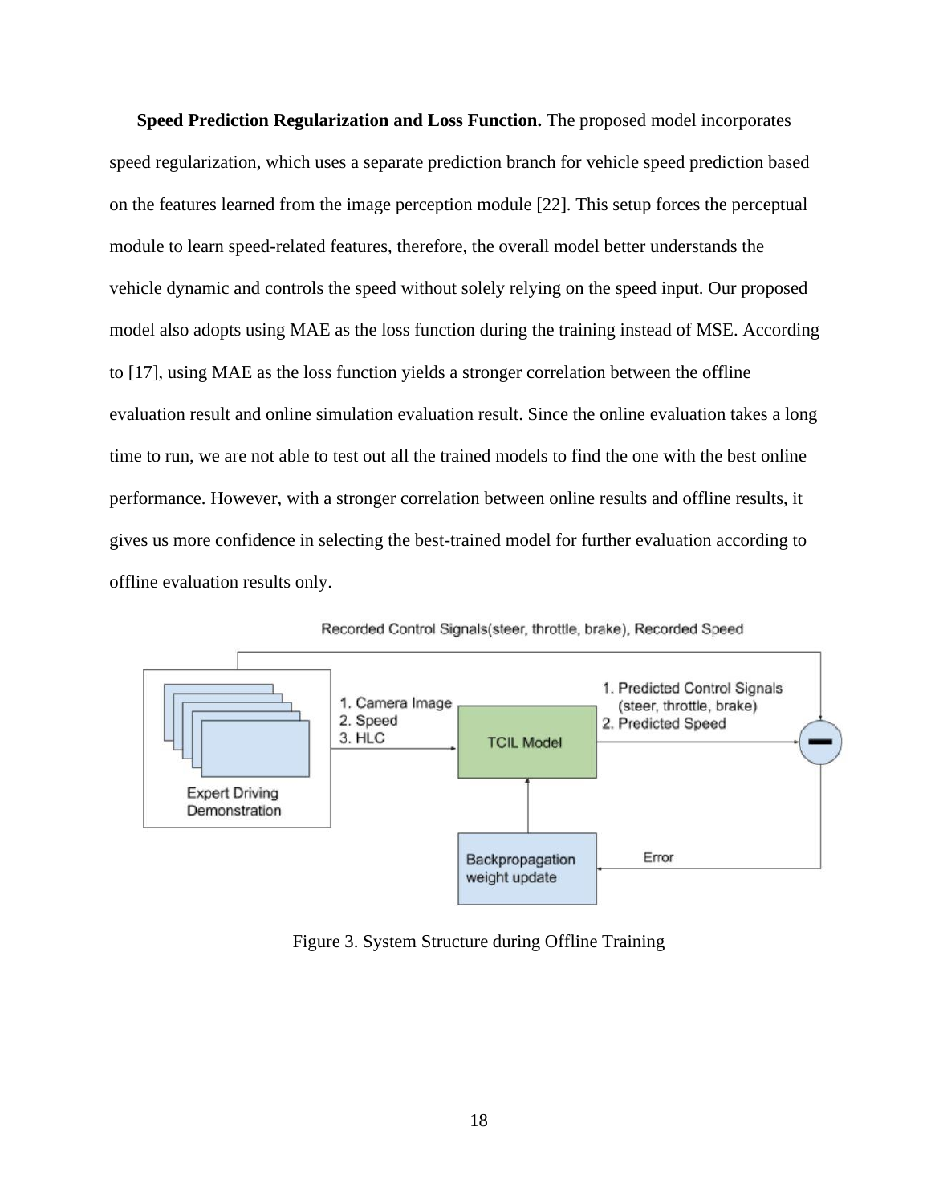**Speed Prediction Regularization and Loss Function.** The proposed model incorporates speed regularization, which uses a separate prediction branch for vehicle speed prediction based on the features learned from the image perception module [22]. This setup forces the perceptual module to learn speed-related features, therefore, the overall model better understands the vehicle dynamic and controls the speed without solely relying on the speed input. Our proposed model also adopts using MAE as the loss function during the training instead of MSE. According to [17], using MAE as the loss function yields a stronger correlation between the offline evaluation result and online simulation evaluation result. Since the online evaluation takes a long time to run, we are not able to test out all the trained models to find the one with the best online performance. However, with a stronger correlation between online results and offline results, it gives us more confidence in selecting the best-trained model for further evaluation according to offline evaluation results only.

Figure 3. System Structure during Offline Training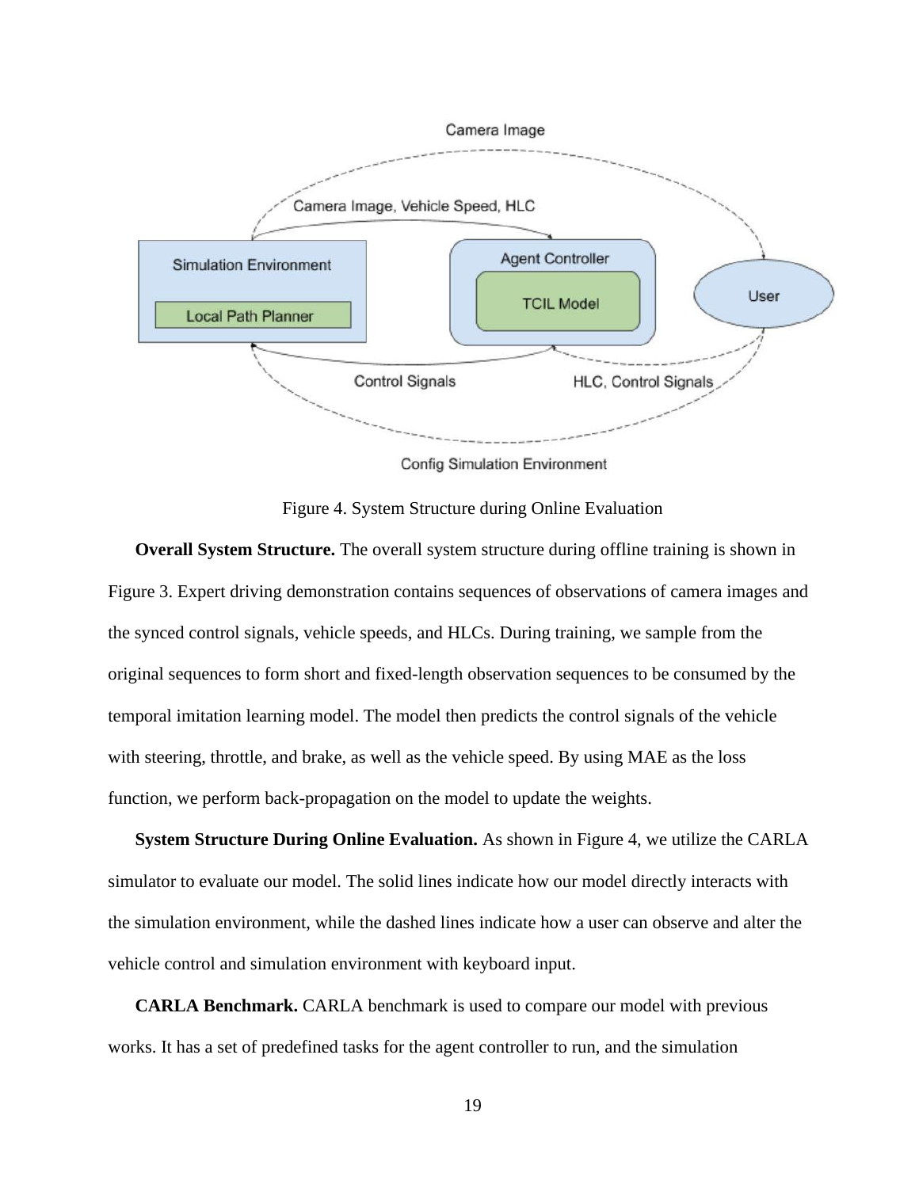Figure 4. System Structure during Online Evaluation

**Overall System Structure.** The overall system structure during offline training is shown in Figure 3. Expert driving demonstration contains sequences of observations of camera images and the synced control signals, vehicle speeds, and HLCs. During training, we sample from the original sequences to form short and fixed-length observation sequences to be consumed by the temporal imitation learning model. The model then predicts the control signals of the vehicle with steering, throttle, and brake, as well as the vehicle speed. By using MAE as the loss function, we perform back-propagation on the model to update the weights.

**System Structure During Online Evaluation.** As shown in Figure 4, we utilize the CARLA simulator to evaluate our model. The solid lines indicate how our model directly interacts with the simulation environment, while the dashed lines indicate how a user can observe and alter the vehicle control and simulation environment with keyboard input.

**CARLA Benchmark.** CARLA benchmark is used to compare our model with previous works. It has a set of predefined tasks for the agent controller to run, and the simulation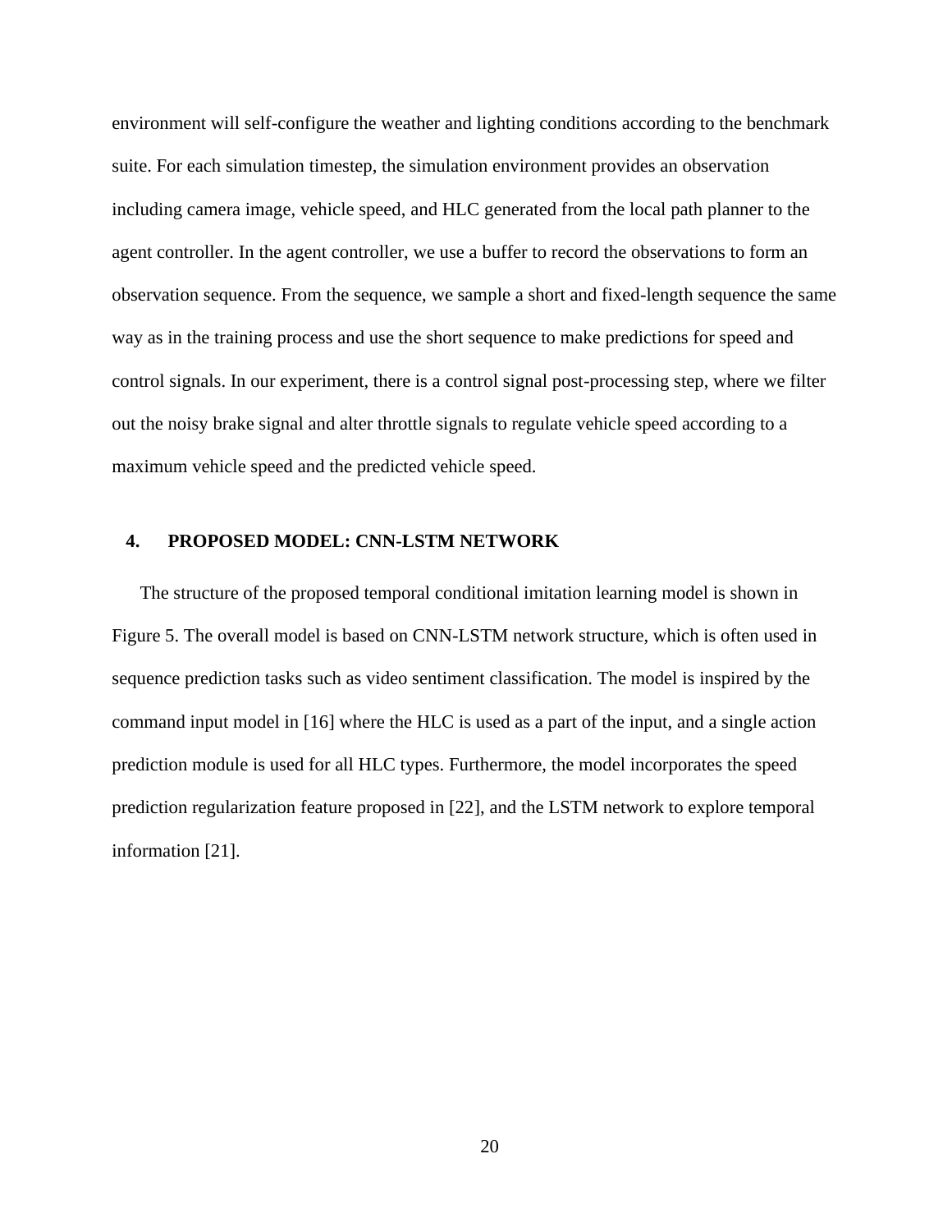environment will self-configure the weather and lighting conditions according to the benchmark suite. For each simulation timestep, the simulation environment provides an observation including camera image, vehicle speed, and HLC generated from the local path planner to the agent controller. In the agent controller, we use a buffer to record the observations to form an observation sequence. From the sequence, we sample a short and fixed-length sequence the same way as in the training process and use the short sequence to make predictions for speed and control signals. In our experiment, there is a control signal post-processing step, where we filter out the noisy brake signal and alter throttle signals to regulate vehicle speed according to a maximum vehicle speed and the predicted vehicle speed.

## 4. PROPOSED MODEL: CNN-LSTM NETWORK

The structure of the proposed temporal conditional imitation learning model is shown in Figure 5. The overall model is based on CNN-LSTM network structure, which is often used in sequence prediction tasks such as video sentiment classification. The model is inspired by the command input model in [16] where the HLC is used as a part of the input, and a single action prediction module is used for all HLC types. Furthermore, the model incorporates the speed prediction regularization feature proposed in [22], and the LSTM network to explore temporal information [21].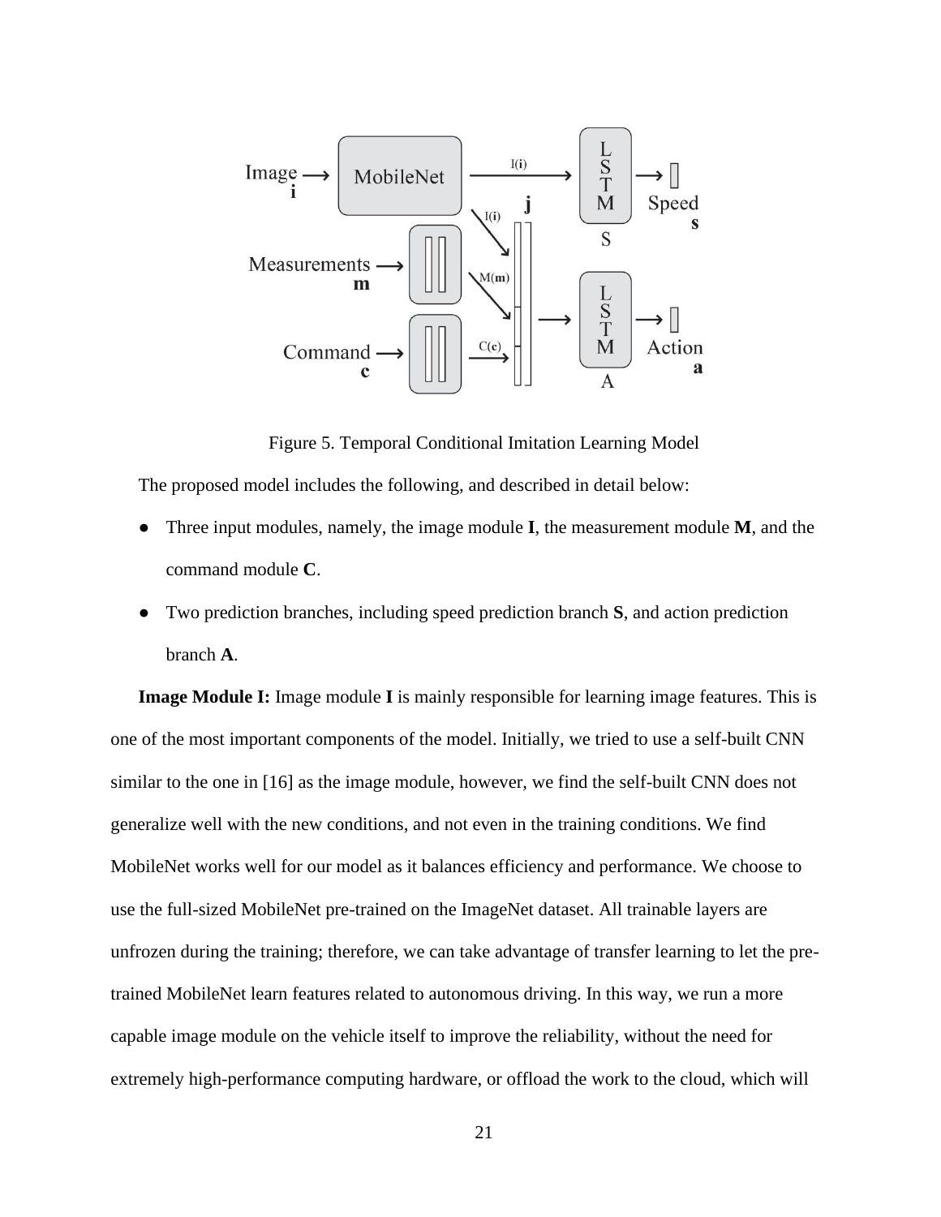Figure 5. Temporal Conditional Imitation Learning Model

The proposed model includes the following, and described in detail below:

- Three input modules, namely, the image module **I**, the measurement module **M**, and the command module **C**.
- Two prediction branches, including speed prediction branch **S**, and action prediction branch **A**.

**Image Module I:** Image module **I** is mainly responsible for learning image features. This is one of the most important components of the model. Initially, we tried to use a self-built CNN similar to the one in [16] as the image module, however, we find the self-built CNN does not generalize well with the new conditions, and not even in the training conditions. We find MobileNet works well for our model as it balances efficiency and performance. We choose to use the full-sized MobileNet pre-trained on the ImageNet dataset. All trainable layers are unfrozen during the training; therefore, we can take advantage of transfer learning to let the pre-trained MobileNet learn features related to autonomous driving. In this way, we run a more capable image module on the vehicle itself to improve the reliability, without the need for extremely high-performance computing hardware, or offload the work to the cloud, which will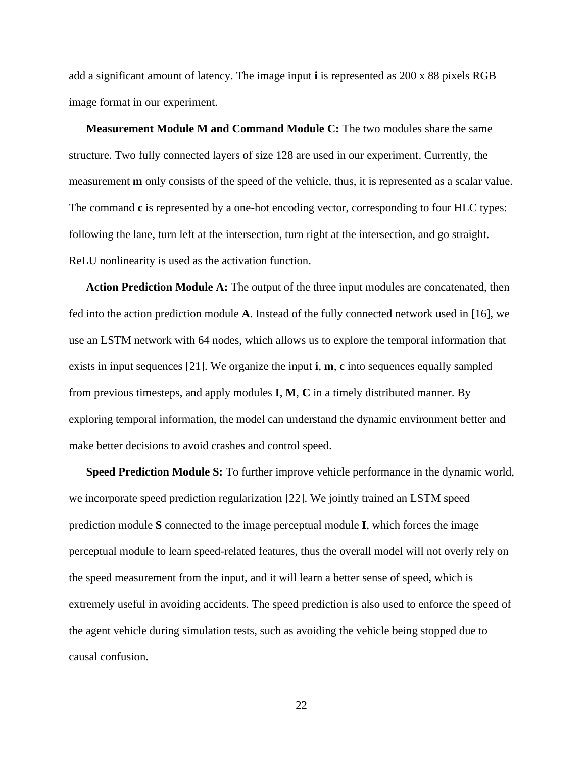add a significant amount of latency. The image input **i** is represented as 200 x 88 pixels RGB image format in our experiment.

**Measurement Module M and Command Module C:** The two modules share the same structure. Two fully connected layers of size 128 are used in our experiment. Currently, the measurement **m** only consists of the speed of the vehicle, thus, it is represented as a scalar value. The command **c** is represented by a one-hot encoding vector, corresponding to four HLC types: following the lane, turn left at the intersection, turn right at the intersection, and go straight. ReLU nonlinearity is used as the activation function.

**Action Prediction Module A:** The output of the three input modules are concatenated, then fed into the action prediction module **A**. Instead of the fully connected network used in [16], we use an LSTM network with 64 nodes, which allows us to explore the temporal information that exists in input sequences [21]. We organize the input **i**, **m**, **c** into sequences equally sampled from previous timesteps, and apply modules **I**, **M**, **C** in a timely distributed manner. By exploring temporal information, the model can understand the dynamic environment better and make better decisions to avoid crashes and control speed.

**Speed Prediction Module S:** To further improve vehicle performance in the dynamic world, we incorporate speed prediction regularization [22]. We jointly trained an LSTM speed prediction module **S** connected to the image perceptual module **I**, which forces the image perceptual module to learn speed-related features, thus the overall model will not overly rely on the speed measurement from the input, and it will learn a better sense of speed, which is extremely useful in avoiding accidents. The speed prediction is also used to enforce the speed of the agent vehicle during simulation tests, such as avoiding the vehicle being stopped due to causal confusion.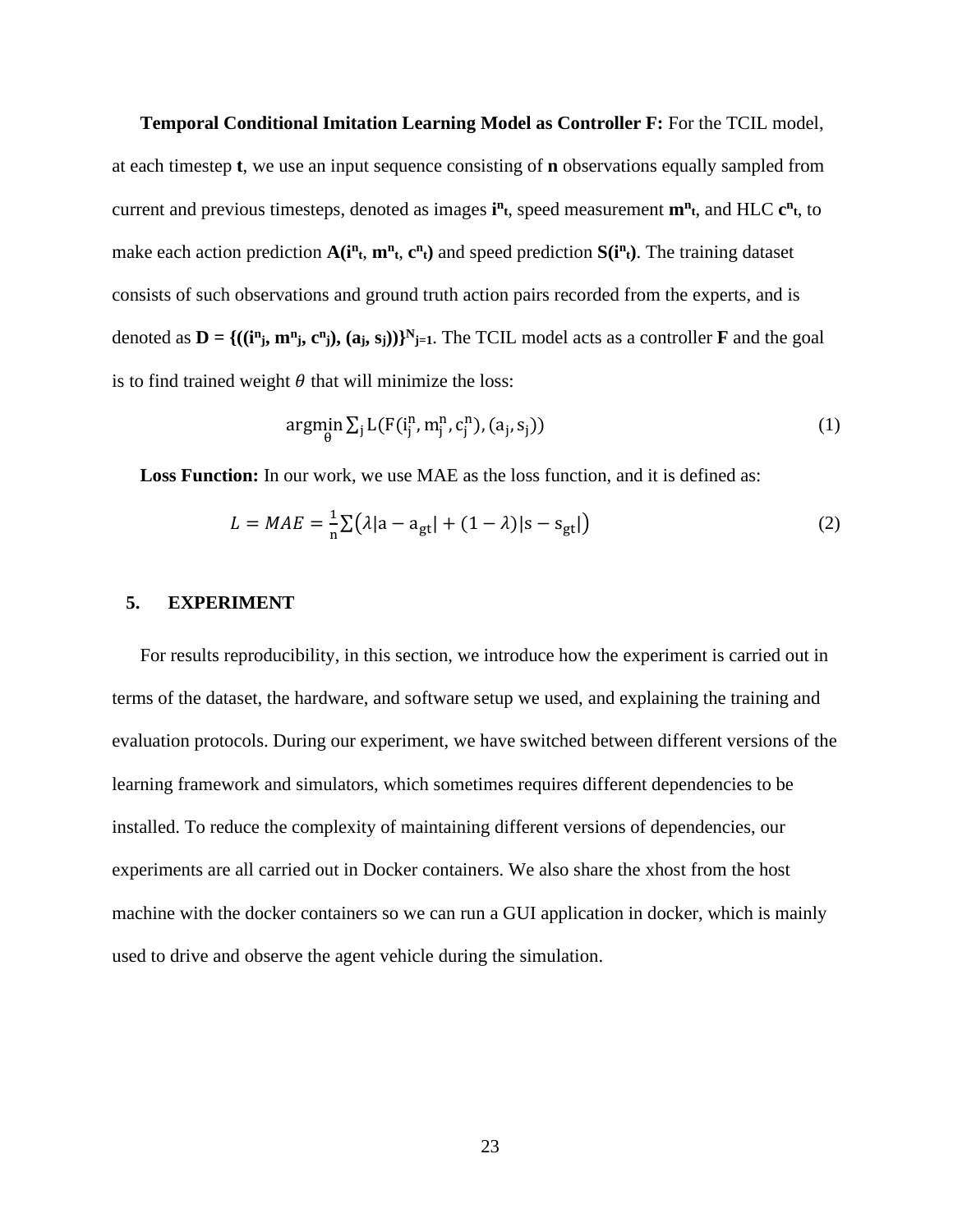**Temporal Conditional Imitation Learning Model as Controller F:** For the TCIL model, at each timestep **t**, we use an input sequence consisting of **n** observations equally sampled from current and previous timesteps, denoted as images $\mathbf{i^n_t}$, speed measurement $\mathbf{m^n_t}$, and HLC $\mathbf{c^n_t}$, to make each action prediction $\mathbf{A(i^n_t, m^n_t, c^n_t)}$ and speed prediction $\mathbf{S(i^n_t)}$. The training dataset consists of such observations and ground truth action pairs recorded from the experts, and is denoted as $\mathbf{D = \{((i^n_j, m^n_j, c^n_j), (a_j, s_j))\}^N_{j=1}}$. The TCIL model acts as a controller **F** and the goal is to find trained weight $\theta$ that will minimize the loss:

$$\underset{\theta}{\operatorname{argmin}} \sum_j \mathrm{L}(\mathrm{F}(\mathrm{i}_j^n, \mathrm{m}_j^n, \mathrm{c}_j^n), (\mathrm{a}_j, \mathrm{s}_j)) \tag{1}$$

**Loss Function:** In our work, we use MAE as the loss function, and it is defined as:

$$L = MAE = \frac{1}{\mathrm{n}} \sum \left( \lambda |\mathrm{a} - \mathrm{a}_{\mathrm{gt}}| + (1 - \lambda)|\mathrm{s} - \mathrm{s}_{\mathrm{gt}}| \right) \tag{2}$$

## 5. EXPERIMENT

For results reproducibility, in this section, we introduce how the experiment is carried out in terms of the dataset, the hardware, and software setup we used, and explaining the training and evaluation protocols. During our experiment, we have switched between different versions of the learning framework and simulators, which sometimes requires different dependencies to be installed. To reduce the complexity of maintaining different versions of dependencies, our experiments are all carried out in Docker containers. We also share the xhost from the host machine with the docker containers so we can run a GUI application in docker, which is mainly used to drive and observe the agent vehicle during the simulation.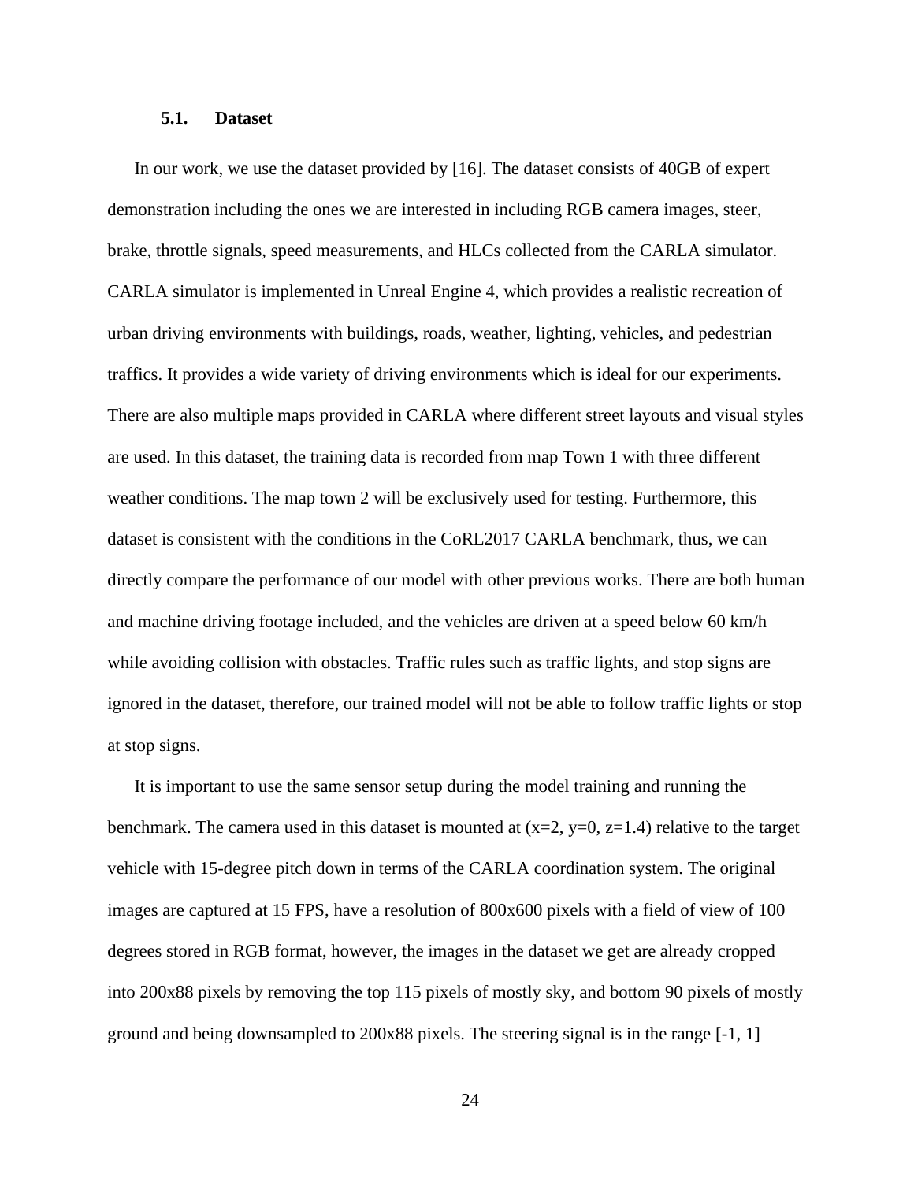### 5.1. Dataset

In our work, we use the dataset provided by [16]. The dataset consists of 40GB of expert demonstration including the ones we are interested in including RGB camera images, steer, brake, throttle signals, speed measurements, and HLCs collected from the CARLA simulator. CARLA simulator is implemented in Unreal Engine 4, which provides a realistic recreation of urban driving environments with buildings, roads, weather, lighting, vehicles, and pedestrian traffics. It provides a wide variety of driving environments which is ideal for our experiments. There are also multiple maps provided in CARLA where different street layouts and visual styles are used. In this dataset, the training data is recorded from map Town 1 with three different weather conditions. The map town 2 will be exclusively used for testing. Furthermore, this dataset is consistent with the conditions in the CoRL2017 CARLA benchmark, thus, we can directly compare the performance of our model with other previous works. There are both human and machine driving footage included, and the vehicles are driven at a speed below 60 km/h while avoiding collision with obstacles. Traffic rules such as traffic lights, and stop signs are ignored in the dataset, therefore, our trained model will not be able to follow traffic lights or stop at stop signs.

It is important to use the same sensor setup during the model training and running the benchmark. The camera used in this dataset is mounted at (x=2, y=0, z=1.4) relative to the target vehicle with 15-degree pitch down in terms of the CARLA coordination system. The original images are captured at 15 FPS, have a resolution of 800x600 pixels with a field of view of 100 degrees stored in RGB format, however, the images in the dataset we get are already cropped into 200x88 pixels by removing the top 115 pixels of mostly sky, and bottom 90 pixels of mostly ground and being downsampled to 200x88 pixels. The steering signal is in the range [-1, 1]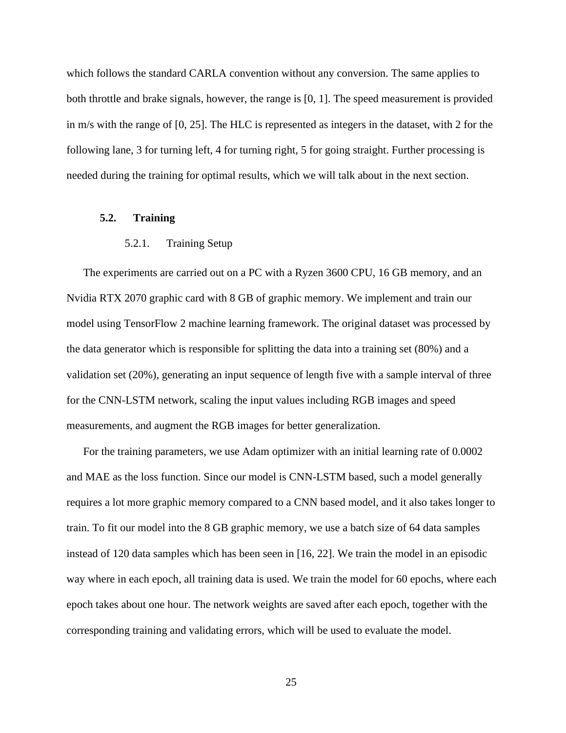which follows the standard CARLA convention without any conversion. The same applies to both throttle and brake signals, however, the range is [0, 1]. The speed measurement is provided in m/s with the range of [0, 25]. The HLC is represented as integers in the dataset, with 2 for the following lane, 3 for turning left, 4 for turning right, 5 for going straight. Further processing is needed during the training for optimal results, which we will talk about in the next section.

## 5.2. Training

### 5.2.1. Training Setup

The experiments are carried out on a PC with a Ryzen 3600 CPU, 16 GB memory, and an Nvidia RTX 2070 graphic card with 8 GB of graphic memory. We implement and train our model using TensorFlow 2 machine learning framework. The original dataset was processed by the data generator which is responsible for splitting the data into a training set (80%) and a validation set (20%), generating an input sequence of length five with a sample interval of three for the CNN-LSTM network, scaling the input values including RGB images and speed measurements, and augment the RGB images for better generalization.

For the training parameters, we use Adam optimizer with an initial learning rate of 0.0002 and MAE as the loss function. Since our model is CNN-LSTM based, such a model generally requires a lot more graphic memory compared to a CNN based model, and it also takes longer to train. To fit our model into the 8 GB graphic memory, we use a batch size of 64 data samples instead of 120 data samples which has been seen in [16, 22]. We train the model in an episodic way where in each epoch, all training data is used. We train the model for 60 epochs, where each epoch takes about one hour. The network weights are saved after each epoch, together with the corresponding training and validating errors, which will be used to evaluate the model.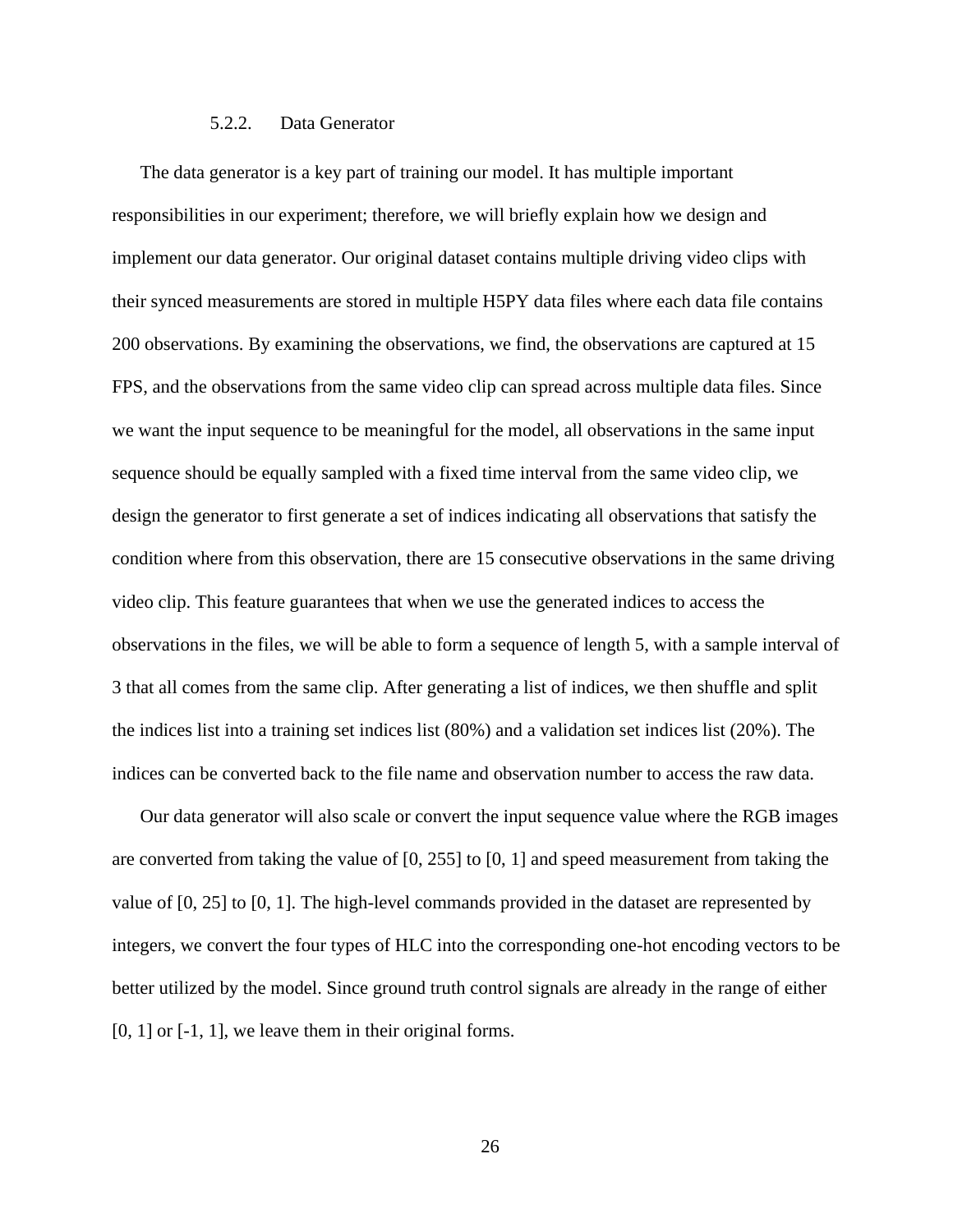#### 5.2.2. Data Generator

The data generator is a key part of training our model. It has multiple important responsibilities in our experiment; therefore, we will briefly explain how we design and implement our data generator. Our original dataset contains multiple driving video clips with their synced measurements are stored in multiple H5PY data files where each data file contains 200 observations. By examining the observations, we find, the observations are captured at 15 FPS, and the observations from the same video clip can spread across multiple data files. Since we want the input sequence to be meaningful for the model, all observations in the same input sequence should be equally sampled with a fixed time interval from the same video clip, we design the generator to first generate a set of indices indicating all observations that satisfy the condition where from this observation, there are 15 consecutive observations in the same driving video clip. This feature guarantees that when we use the generated indices to access the observations in the files, we will be able to form a sequence of length 5, with a sample interval of 3 that all comes from the same clip. After generating a list of indices, we then shuffle and split the indices list into a training set indices list (80%) and a validation set indices list (20%). The indices can be converted back to the file name and observation number to access the raw data.

Our data generator will also scale or convert the input sequence value where the RGB images are converted from taking the value of [0, 255] to [0, 1] and speed measurement from taking the value of [0, 25] to [0, 1]. The high-level commands provided in the dataset are represented by integers, we convert the four types of HLC into the corresponding one-hot encoding vectors to be better utilized by the model. Since ground truth control signals are already in the range of either [0, 1] or [-1, 1], we leave them in their original forms.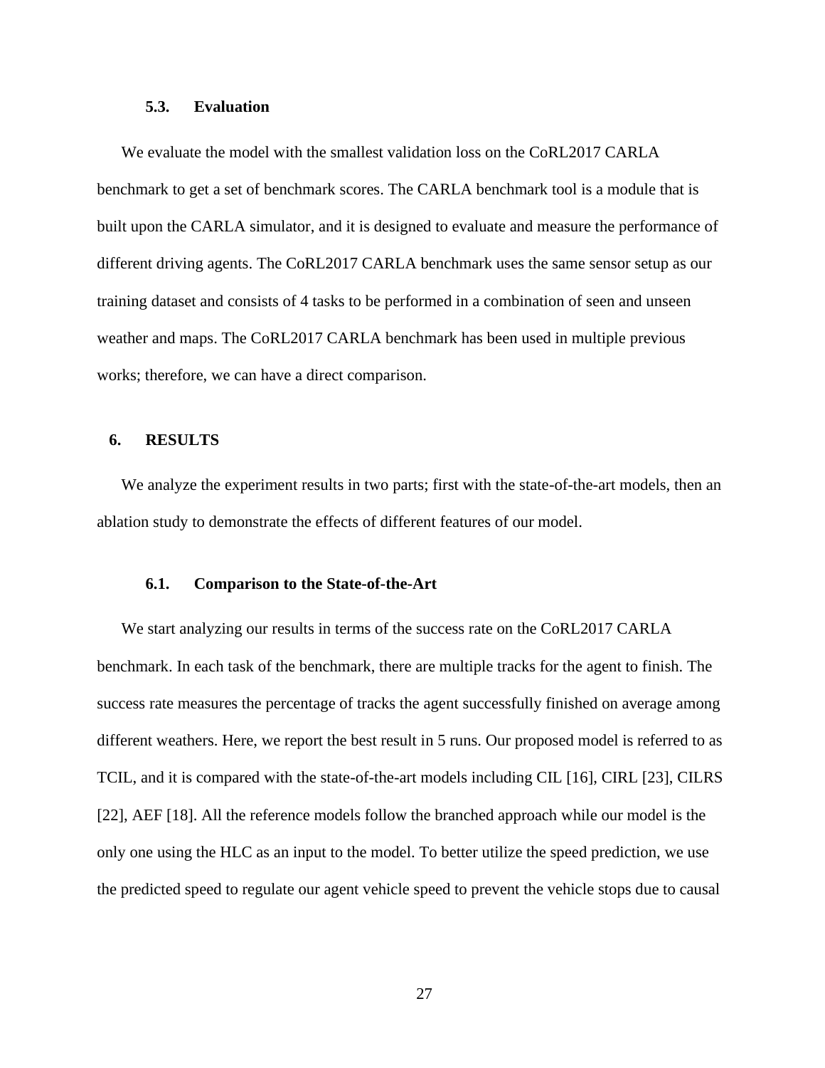### 5.3. Evaluation

We evaluate the model with the smallest validation loss on the CoRL2017 CARLA benchmark to get a set of benchmark scores. The CARLA benchmark tool is a module that is built upon the CARLA simulator, and it is designed to evaluate and measure the performance of different driving agents. The CoRL2017 CARLA benchmark uses the same sensor setup as our training dataset and consists of 4 tasks to be performed in a combination of seen and unseen weather and maps. The CoRL2017 CARLA benchmark has been used in multiple previous works; therefore, we can have a direct comparison.

## 6. RESULTS

We analyze the experiment results in two parts; first with the state-of-the-art models, then an ablation study to demonstrate the effects of different features of our model.

### 6.1. Comparison to the State-of-the-Art

We start analyzing our results in terms of the success rate on the CoRL2017 CARLA benchmark. In each task of the benchmark, there are multiple tracks for the agent to finish. The success rate measures the percentage of tracks the agent successfully finished on average among different weathers. Here, we report the best result in 5 runs. Our proposed model is referred to as TCIL, and it is compared with the state-of-the-art models including CIL [16], CIRL [23], CILRS [22], AEF [18]. All the reference models follow the branched approach while our model is the only one using the HLC as an input to the model. To better utilize the speed prediction, we use the predicted speed to regulate our agent vehicle speed to prevent the vehicle stops due to causal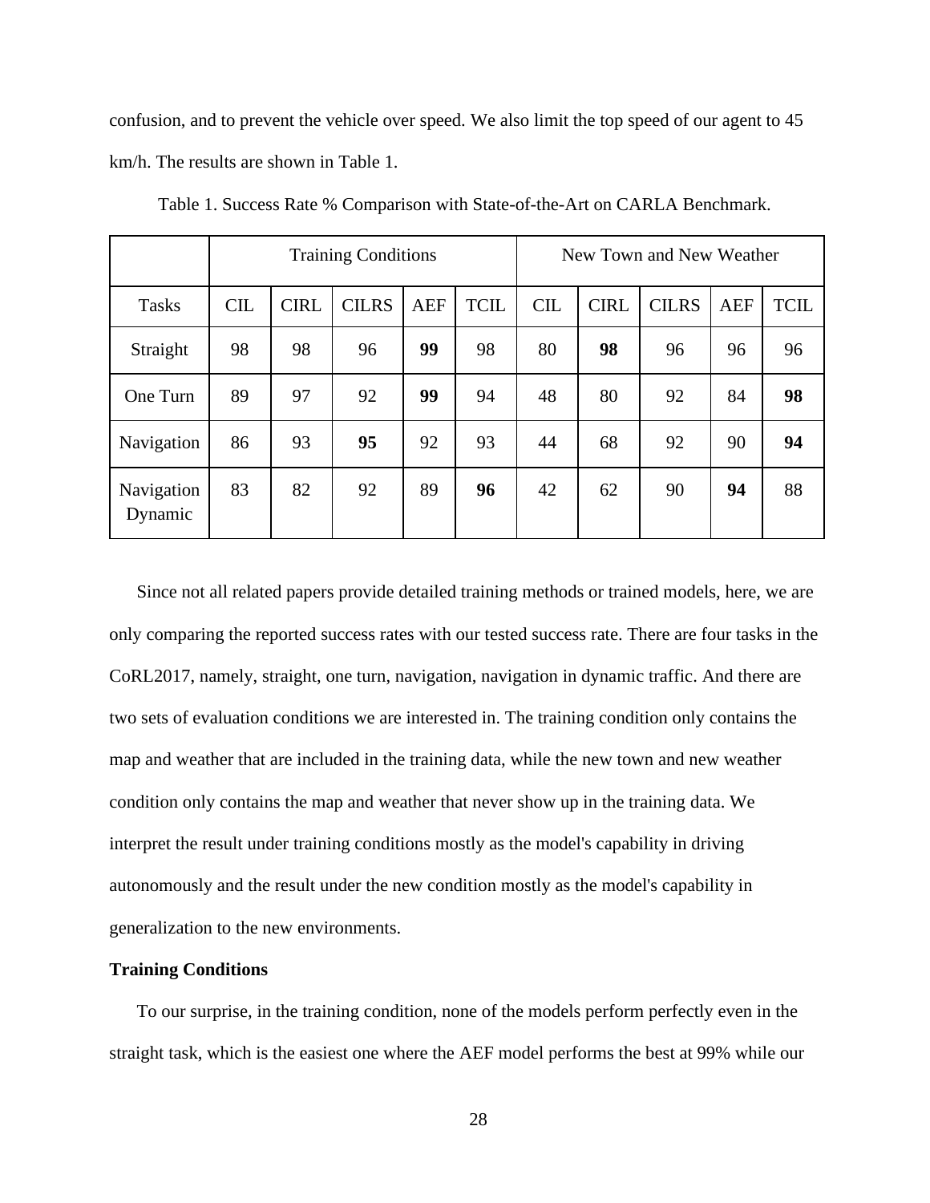confusion, and to prevent the vehicle over speed. We also limit the top speed of our agent to 45 km/h. The results are shown in Table 1.

Table 1. Success Rate % Comparison with State-of-the-Art on CARLA Benchmark.

| | Training Conditions | | | | | New Town and New Weather | | | | |
|---|---|---|---|---|---|---|---|---|---|---|
| Tasks | CIL | CIRL | CILRS | AEF | TCIL | CIL | CIRL | CILRS | AEF | TCIL |
| Straight | 98 | 98 | 96 | **99** | 98 | 80 | **98** | 96 | 96 | 96 |
| One Turn | 89 | 97 | 92 | **99** | 94 | 48 | 80 | 92 | 84 | **98** |
| Navigation | 86 | 93 | **95** | 92 | 93 | 44 | 68 | 92 | 90 | **94** |
| Navigation Dynamic | 83 | 82 | 92 | 89 | **96** | 42 | 62 | 90 | **94** | 88 |

Since not all related papers provide detailed training methods or trained models, here, we are only comparing the reported success rates with our tested success rate. There are four tasks in the CoRL2017, namely, straight, one turn, navigation, navigation in dynamic traffic. And there are two sets of evaluation conditions we are interested in. The training condition only contains the map and weather that are included in the training data, while the new town and new weather condition only contains the map and weather that never show up in the training data. We interpret the result under training conditions mostly as the model's capability in driving autonomously and the result under the new condition mostly as the model's capability in generalization to the new environments.

**Training Conditions**

To our surprise, in the training condition, none of the models perform perfectly even in the straight task, which is the easiest one where the AEF model performs the best at 99% while our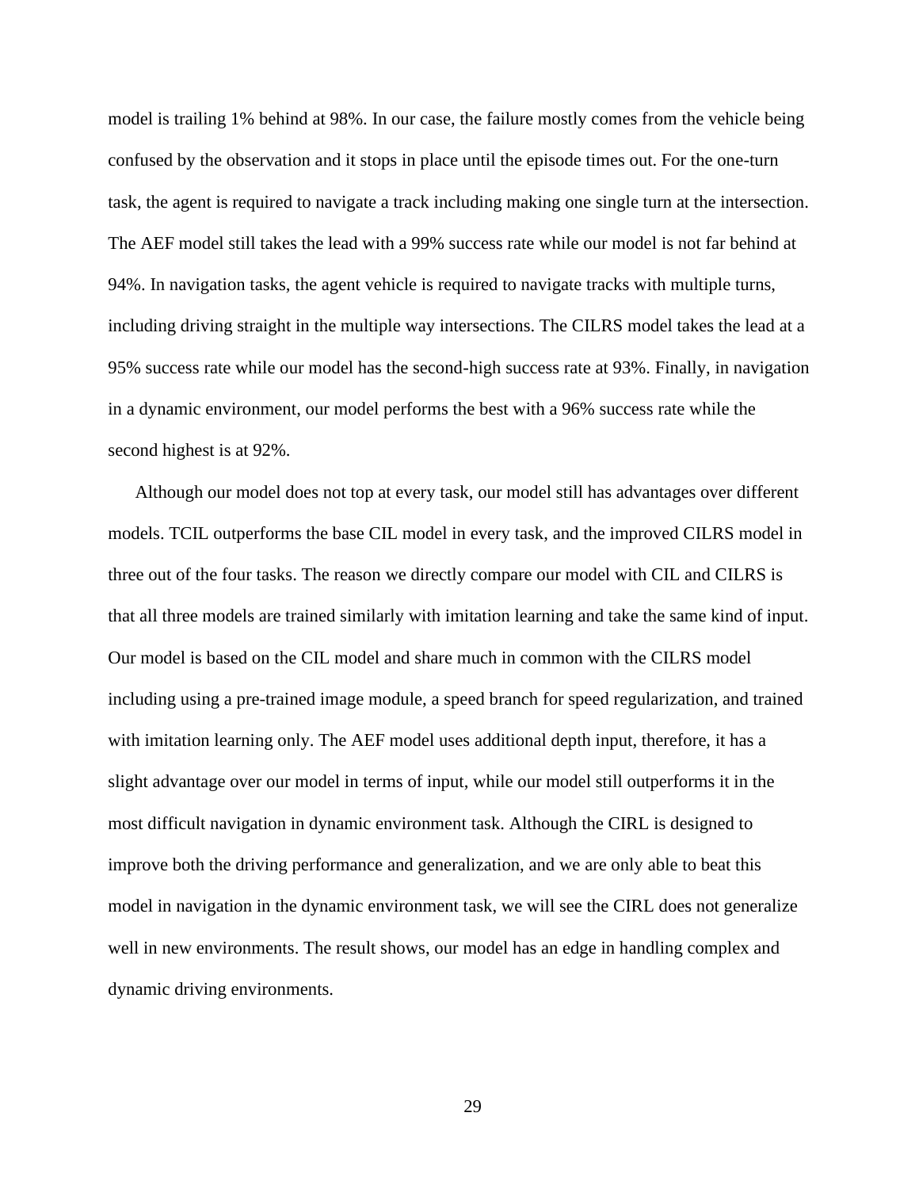model is trailing 1% behind at 98%. In our case, the failure mostly comes from the vehicle being confused by the observation and it stops in place until the episode times out. For the one-turn task, the agent is required to navigate a track including making one single turn at the intersection. The AEF model still takes the lead with a 99% success rate while our model is not far behind at 94%. In navigation tasks, the agent vehicle is required to navigate tracks with multiple turns, including driving straight in the multiple way intersections. The CILRS model takes the lead at a 95% success rate while our model has the second-high success rate at 93%. Finally, in navigation in a dynamic environment, our model performs the best with a 96% success rate while the second highest is at 92%.

Although our model does not top at every task, our model still has advantages over different models. TCIL outperforms the base CIL model in every task, and the improved CILRS model in three out of the four tasks. The reason we directly compare our model with CIL and CILRS is that all three models are trained similarly with imitation learning and take the same kind of input. Our model is based on the CIL model and share much in common with the CILRS model including using a pre-trained image module, a speed branch for speed regularization, and trained with imitation learning only. The AEF model uses additional depth input, therefore, it has a slight advantage over our model in terms of input, while our model still outperforms it in the most difficult navigation in dynamic environment task. Although the CIRL is designed to improve both the driving performance and generalization, and we are only able to beat this model in navigation in the dynamic environment task, we will see the CIRL does not generalize well in new environments. The result shows, our model has an edge in handling complex and dynamic driving environments.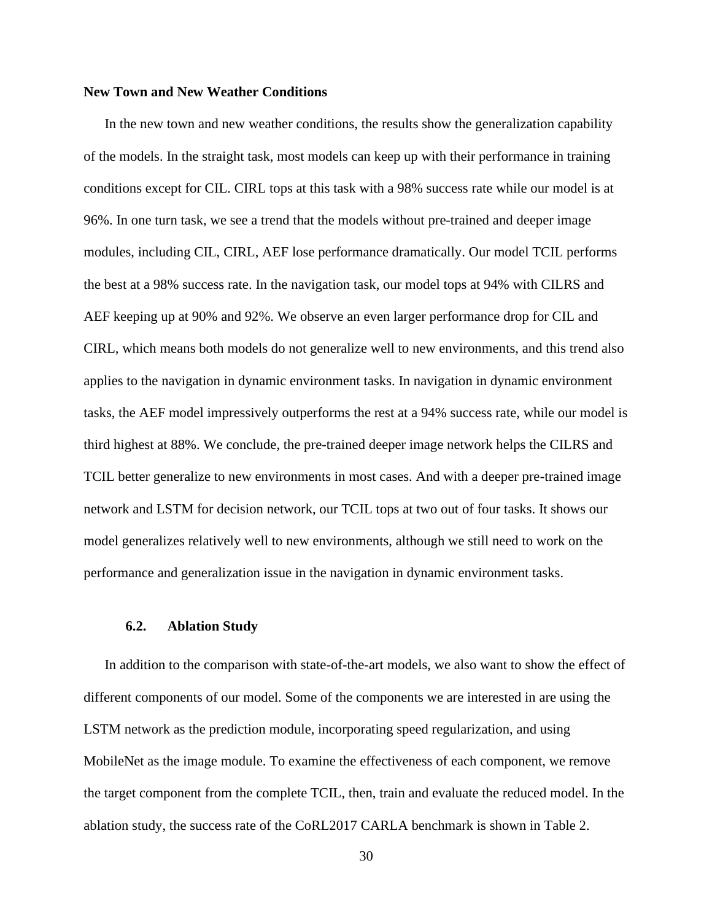**New Town and New Weather Conditions**

In the new town and new weather conditions, the results show the generalization capability of the models. In the straight task, most models can keep up with their performance in training conditions except for CIL. CIRL tops at this task with a 98% success rate while our model is at 96%. In one turn task, we see a trend that the models without pre-trained and deeper image modules, including CIL, CIRL, AEF lose performance dramatically. Our model TCIL performs the best at a 98% success rate. In the navigation task, our model tops at 94% with CILRS and AEF keeping up at 90% and 92%. We observe an even larger performance drop for CIL and CIRL, which means both models do not generalize well to new environments, and this trend also applies to the navigation in dynamic environment tasks. In navigation in dynamic environment tasks, the AEF model impressively outperforms the rest at a 94% success rate, while our model is third highest at 88%. We conclude, the pre-trained deeper image network helps the CILRS and TCIL better generalize to new environments in most cases. And with a deeper pre-trained image network and LSTM for decision network, our TCIL tops at two out of four tasks. It shows our model generalizes relatively well to new environments, although we still need to work on the performance and generalization issue in the navigation in dynamic environment tasks.

## 6.2. Ablation Study

In addition to the comparison with state-of-the-art models, we also want to show the effect of different components of our model. Some of the components we are interested in are using the LSTM network as the prediction module, incorporating speed regularization, and using MobileNet as the image module. To examine the effectiveness of each component, we remove the target component from the complete TCIL, then, train and evaluate the reduced model. In the ablation study, the success rate of the CoRL2017 CARLA benchmark is shown in Table 2.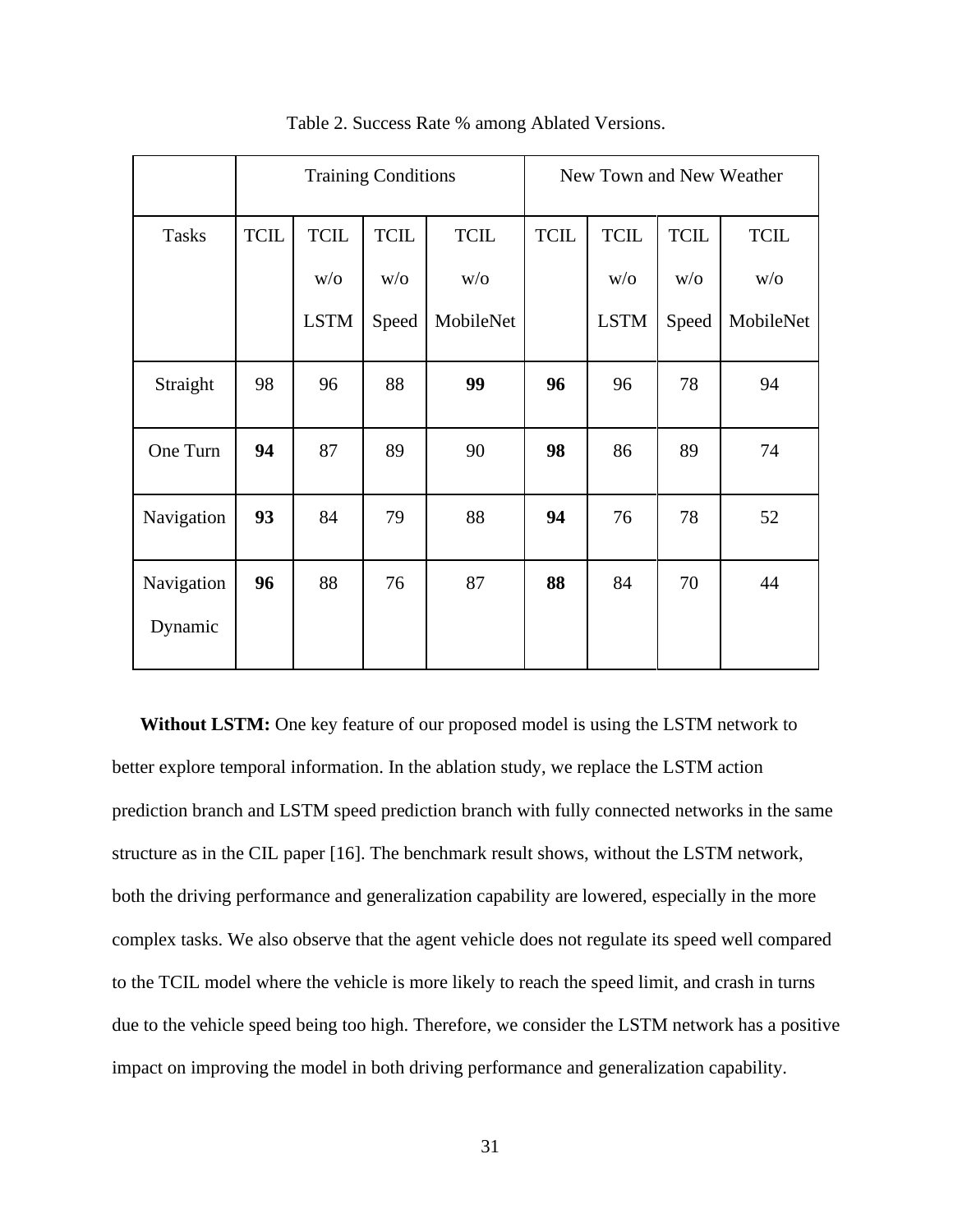Table 2. Success Rate % among Ablated Versions.

| | Training Conditions | | | | New Town and New Weather | | | |
|---|---|---|---|---|---|---|---|---|
| Tasks | TCIL | TCIL w/o LSTM | TCIL w/o Speed | TCIL w/o MobileNet | TCIL | TCIL w/o LSTM | TCIL w/o Speed | TCIL w/o MobileNet |
| Straight | 98 | 96 | 88 | **99** | **96** | 96 | 78 | 94 |
| One Turn | **94** | 87 | 89 | 90 | **98** | 86 | 89 | 74 |
| Navigation | **93** | 84 | 79 | 88 | **94** | 76 | 78 | 52 |
| Navigation Dynamic | **96** | 88 | 76 | 87 | **88** | 84 | 70 | 44 |

**Without LSTM:** One key feature of our proposed model is using the LSTM network to better explore temporal information. In the ablation study, we replace the LSTM action prediction branch and LSTM speed prediction branch with fully connected networks in the same structure as in the CIL paper [16]. The benchmark result shows, without the LSTM network, both the driving performance and generalization capability are lowered, especially in the more complex tasks. We also observe that the agent vehicle does not regulate its speed well compared to the TCIL model where the vehicle is more likely to reach the speed limit, and crash in turns due to the vehicle speed being too high. Therefore, we consider the LSTM network has a positive impact on improving the model in both driving performance and generalization capability.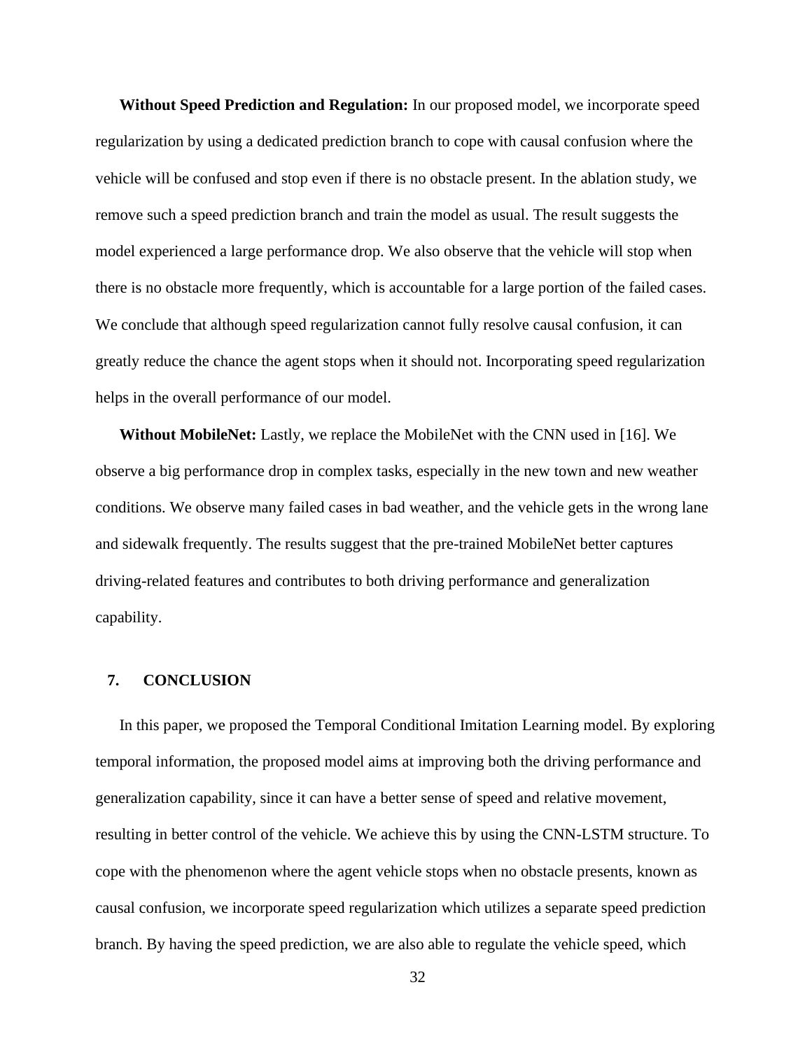**Without Speed Prediction and Regulation:** In our proposed model, we incorporate speed regularization by using a dedicated prediction branch to cope with causal confusion where the vehicle will be confused and stop even if there is no obstacle present. In the ablation study, we remove such a speed prediction branch and train the model as usual. The result suggests the model experienced a large performance drop. We also observe that the vehicle will stop when there is no obstacle more frequently, which is accountable for a large portion of the failed cases. We conclude that although speed regularization cannot fully resolve causal confusion, it can greatly reduce the chance the agent stops when it should not. Incorporating speed regularization helps in the overall performance of our model.

**Without MobileNet:** Lastly, we replace the MobileNet with the CNN used in [16]. We observe a big performance drop in complex tasks, especially in the new town and new weather conditions. We observe many failed cases in bad weather, and the vehicle gets in the wrong lane and sidewalk frequently. The results suggest that the pre-trained MobileNet better captures driving-related features and contributes to both driving performance and generalization capability.

## 7. CONCLUSION

In this paper, we proposed the Temporal Conditional Imitation Learning model. By exploring temporal information, the proposed model aims at improving both the driving performance and generalization capability, since it can have a better sense of speed and relative movement, resulting in better control of the vehicle. We achieve this by using the CNN-LSTM structure. To cope with the phenomenon where the agent vehicle stops when no obstacle presents, known as causal confusion, we incorporate speed regularization which utilizes a separate speed prediction branch. By having the speed prediction, we are also able to regulate the vehicle speed, which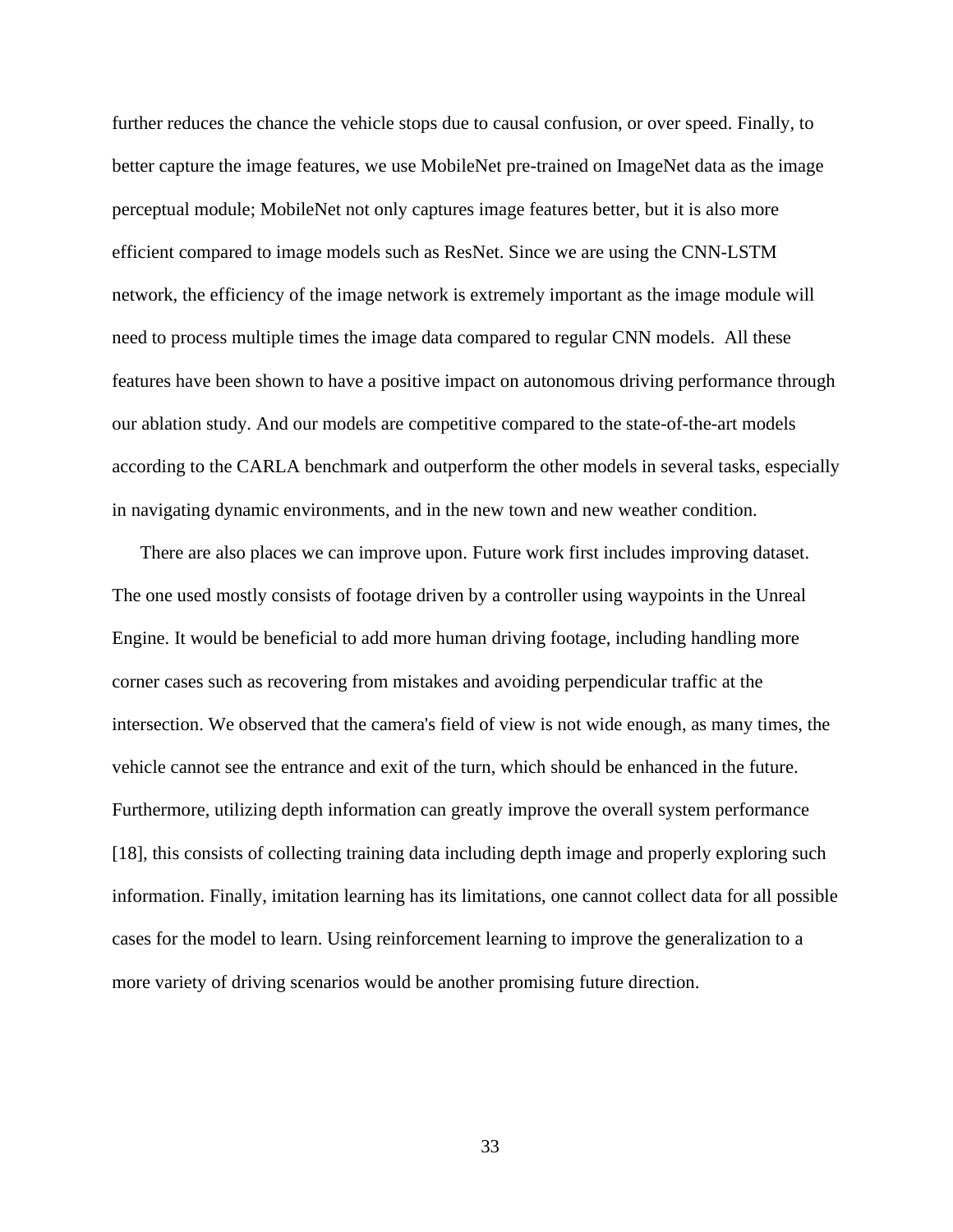further reduces the chance the vehicle stops due to causal confusion, or over speed. Finally, to better capture the image features, we use MobileNet pre-trained on ImageNet data as the image perceptual module; MobileNet not only captures image features better, but it is also more efficient compared to image models such as ResNet. Since we are using the CNN-LSTM network, the efficiency of the image network is extremely important as the image module will need to process multiple times the image data compared to regular CNN models. All these features have been shown to have a positive impact on autonomous driving performance through our ablation study. And our models are competitive compared to the state-of-the-art models according to the CARLA benchmark and outperform the other models in several tasks, especially in navigating dynamic environments, and in the new town and new weather condition.

There are also places we can improve upon. Future work first includes improving dataset. The one used mostly consists of footage driven by a controller using waypoints in the Unreal Engine. It would be beneficial to add more human driving footage, including handling more corner cases such as recovering from mistakes and avoiding perpendicular traffic at the intersection. We observed that the camera's field of view is not wide enough, as many times, the vehicle cannot see the entrance and exit of the turn, which should be enhanced in the future. Furthermore, utilizing depth information can greatly improve the overall system performance [18], this consists of collecting training data including depth image and properly exploring such information. Finally, imitation learning has its limitations, one cannot collect data for all possible cases for the model to learn. Using reinforcement learning to improve the generalization to a more variety of driving scenarios would be another promising future direction.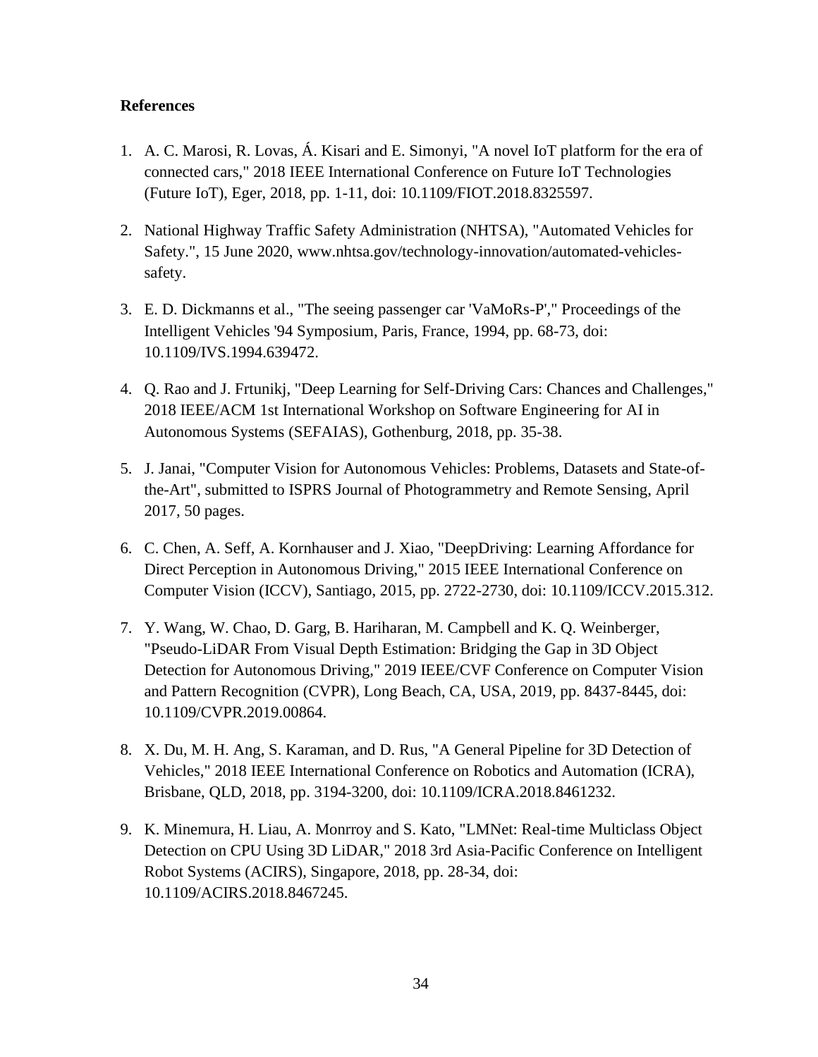**References**

1. A. C. Marosi, R. Lovas, Á. Kisari and E. Simonyi, "A novel IoT platform for the era of connected cars," 2018 IEEE International Conference on Future IoT Technologies (Future IoT), Eger, 2018, pp. 1-11, doi: 10.1109/FIOT.2018.8325597.

2. National Highway Traffic Safety Administration (NHTSA), "Automated Vehicles for Safety.", 15 June 2020, www.nhtsa.gov/technology-innovation/automated-vehicles-safety.

3. E. D. Dickmanns et al., "The seeing passenger car 'VaMoRs-P'," Proceedings of the Intelligent Vehicles '94 Symposium, Paris, France, 1994, pp. 68-73, doi: 10.1109/IVS.1994.639472.

4. Q. Rao and J. Frtunikj, "Deep Learning for Self-Driving Cars: Chances and Challenges," 2018 IEEE/ACM 1st International Workshop on Software Engineering for AI in Autonomous Systems (SEFAIAS), Gothenburg, 2018, pp. 35-38.

5. J. Janai, "Computer Vision for Autonomous Vehicles: Problems, Datasets and State-of-the-Art", submitted to ISPRS Journal of Photogrammetry and Remote Sensing, April 2017, 50 pages.

6. C. Chen, A. Seff, A. Kornhauser and J. Xiao, "DeepDriving: Learning Affordance for Direct Perception in Autonomous Driving," 2015 IEEE International Conference on Computer Vision (ICCV), Santiago, 2015, pp. 2722-2730, doi: 10.1109/ICCV.2015.312.

7. Y. Wang, W. Chao, D. Garg, B. Hariharan, M. Campbell and K. Q. Weinberger, "Pseudo-LiDAR From Visual Depth Estimation: Bridging the Gap in 3D Object Detection for Autonomous Driving," 2019 IEEE/CVF Conference on Computer Vision and Pattern Recognition (CVPR), Long Beach, CA, USA, 2019, pp. 8437-8445, doi: 10.1109/CVPR.2019.00864.

8. X. Du, M. H. Ang, S. Karaman, and D. Rus, "A General Pipeline for 3D Detection of Vehicles," 2018 IEEE International Conference on Robotics and Automation (ICRA), Brisbane, QLD, 2018, pp. 3194-3200, doi: 10.1109/ICRA.2018.8461232.

9. K. Minemura, H. Liau, A. Monrroy and S. Kato, "LMNet: Real-time Multiclass Object Detection on CPU Using 3D LiDAR," 2018 3rd Asia-Pacific Conference on Intelligent Robot Systems (ACIRS), Singapore, 2018, pp. 28-34, doi: 10.1109/ACIRS.2018.8467245.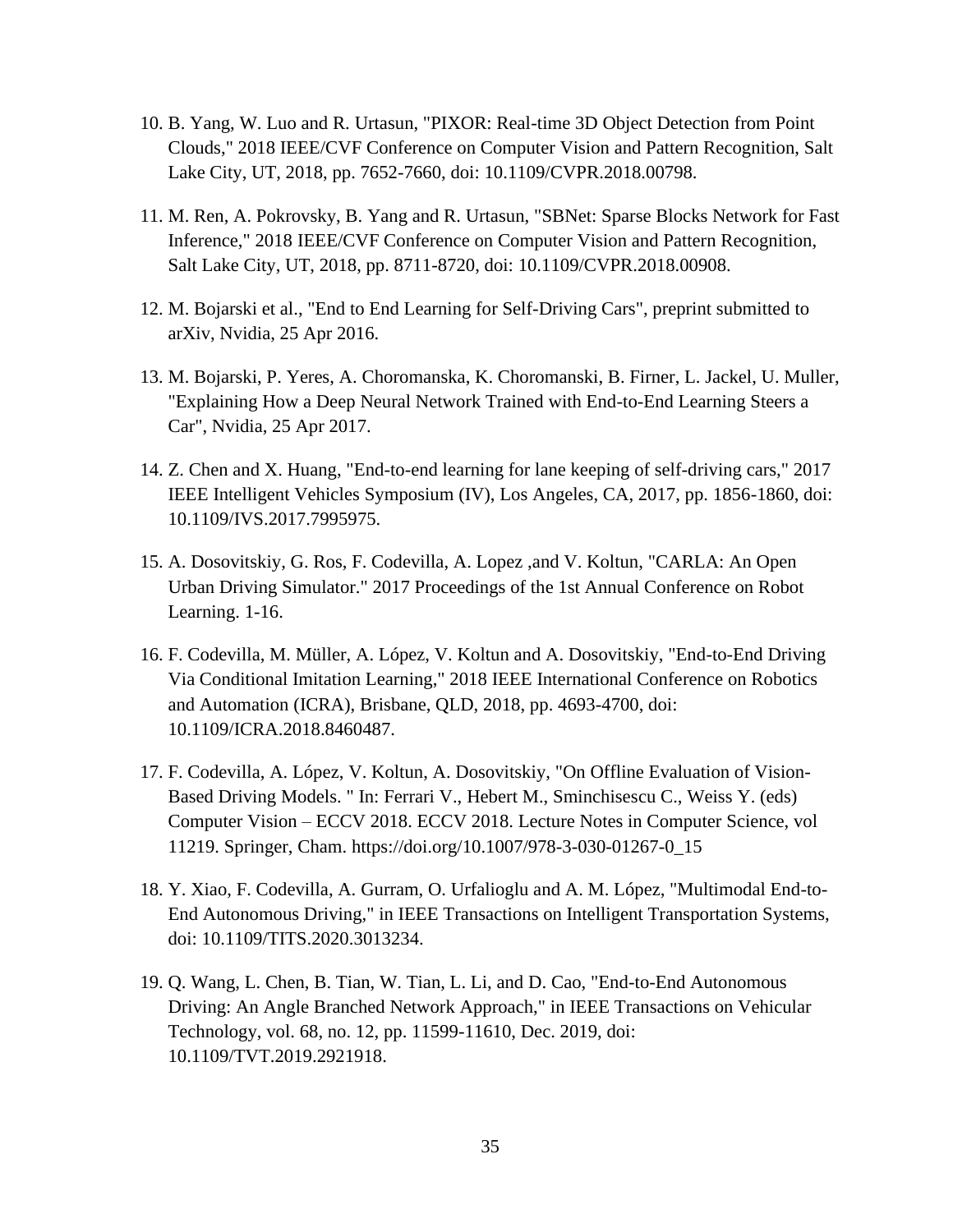10. B. Yang, W. Luo and R. Urtasun, "PIXOR: Real-time 3D Object Detection from Point Clouds," 2018 IEEE/CVF Conference on Computer Vision and Pattern Recognition, Salt Lake City, UT, 2018, pp. 7652-7660, doi: 10.1109/CVPR.2018.00798.

11. M. Ren, A. Pokrovsky, B. Yang and R. Urtasun, "SBNet: Sparse Blocks Network for Fast Inference," 2018 IEEE/CVF Conference on Computer Vision and Pattern Recognition, Salt Lake City, UT, 2018, pp. 8711-8720, doi: 10.1109/CVPR.2018.00908.

12. M. Bojarski et al., "End to End Learning for Self-Driving Cars", preprint submitted to arXiv, Nvidia, 25 Apr 2016.

13. M. Bojarski, P. Yeres, A. Choromanska, K. Choromanski, B. Firner, L. Jackel, U. Muller, "Explaining How a Deep Neural Network Trained with End-to-End Learning Steers a Car", Nvidia, 25 Apr 2017.

14. Z. Chen and X. Huang, "End-to-end learning for lane keeping of self-driving cars," 2017 IEEE Intelligent Vehicles Symposium (IV), Los Angeles, CA, 2017, pp. 1856-1860, doi: 10.1109/IVS.2017.7995975.

15. A. Dosovitskiy, G. Ros, F. Codevilla, A. Lopez ,and V. Koltun, "CARLA: An Open Urban Driving Simulator." 2017 Proceedings of the 1st Annual Conference on Robot Learning. 1-16.

16. F. Codevilla, M. Müller, A. López, V. Koltun and A. Dosovitskiy, "End-to-End Driving Via Conditional Imitation Learning," 2018 IEEE International Conference on Robotics and Automation (ICRA), Brisbane, QLD, 2018, pp. 4693-4700, doi: 10.1109/ICRA.2018.8460487.

17. F. Codevilla, A. López, V. Koltun, A. Dosovitskiy, "On Offline Evaluation of Vision-Based Driving Models. " In: Ferrari V., Hebert M., Sminchisescu C., Weiss Y. (eds) Computer Vision – ECCV 2018. ECCV 2018. Lecture Notes in Computer Science, vol 11219. Springer, Cham. https://doi.org/10.1007/978-3-030-01267-0_15

18. Y. Xiao, F. Codevilla, A. Gurram, O. Urfalioglu and A. M. López, "Multimodal End-to-End Autonomous Driving," in IEEE Transactions on Intelligent Transportation Systems, doi: 10.1109/TITS.2020.3013234.

19. Q. Wang, L. Chen, B. Tian, W. Tian, L. Li, and D. Cao, "End-to-End Autonomous Driving: An Angle Branched Network Approach," in IEEE Transactions on Vehicular Technology, vol. 68, no. 12, pp. 11599-11610, Dec. 2019, doi: 10.1109/TVT.2019.2921918.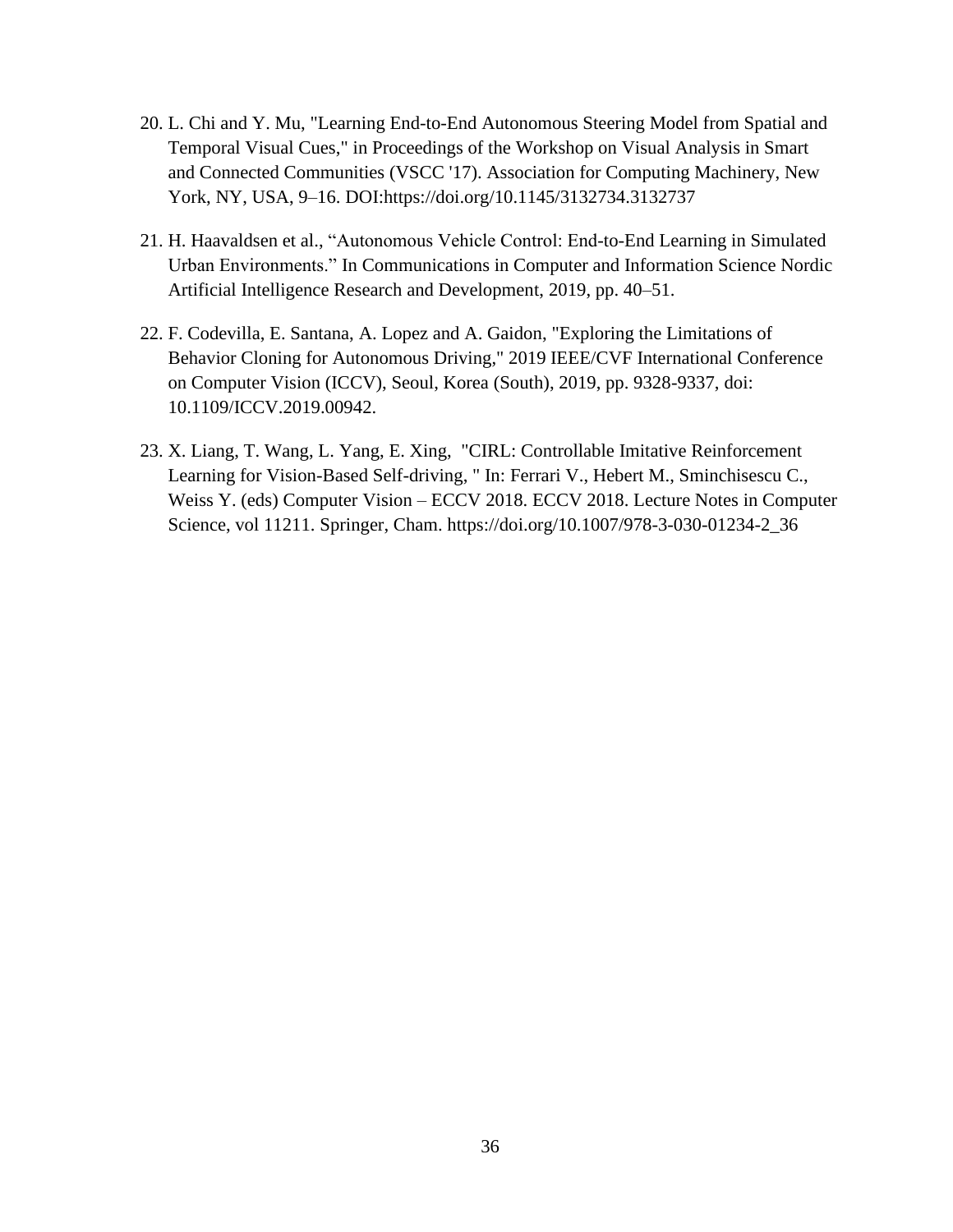20. L. Chi and Y. Mu, "Learning End-to-End Autonomous Steering Model from Spatial and Temporal Visual Cues," in Proceedings of the Workshop on Visual Analysis in Smart and Connected Communities (VSCC '17). Association for Computing Machinery, New York, NY, USA, 9–16. DOI:https://doi.org/10.1145/3132734.3132737

21. H. Haavaldsen et al., "Autonomous Vehicle Control: End-to-End Learning in Simulated Urban Environments." In Communications in Computer and Information Science Nordic Artificial Intelligence Research and Development, 2019, pp. 40–51.

22. F. Codevilla, E. Santana, A. Lopez and A. Gaidon, "Exploring the Limitations of Behavior Cloning for Autonomous Driving," 2019 IEEE/CVF International Conference on Computer Vision (ICCV), Seoul, Korea (South), 2019, pp. 9328-9337, doi: 10.1109/ICCV.2019.00942.

23. X. Liang, T. Wang, L. Yang, E. Xing, "CIRL: Controllable Imitative Reinforcement Learning for Vision-Based Self-driving, " In: Ferrari V., Hebert M., Sminchisescu C., Weiss Y. (eds) Computer Vision – ECCV 2018. ECCV 2018. Lecture Notes in Computer Science, vol 11211. Springer, Cham. https://doi.org/10.1007/978-3-030-01234-2_36